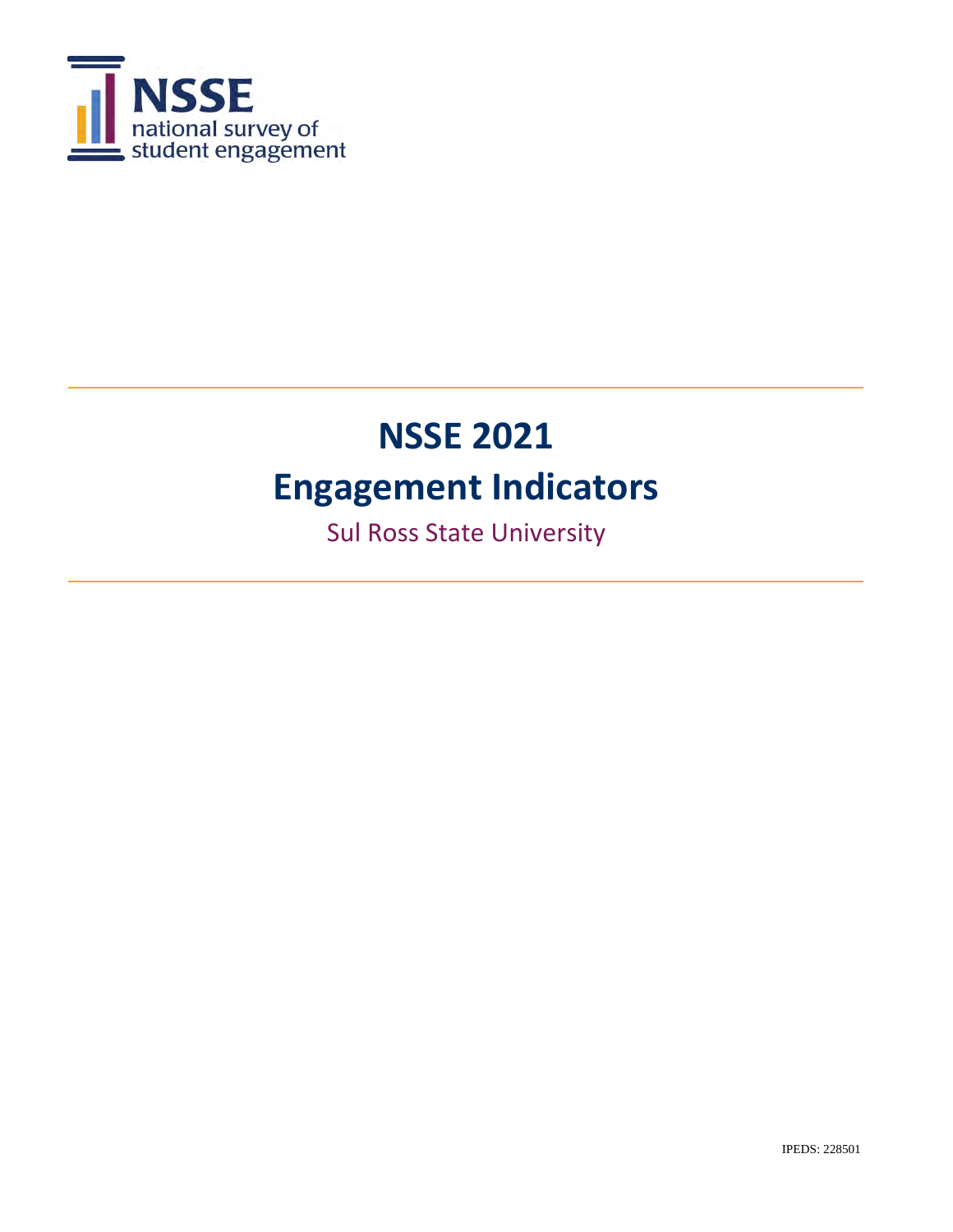NSSE
national survey of
student engagement

# NSSE 2021

# Engagement Indicators

Sul Ross State University

IPEDS: 228501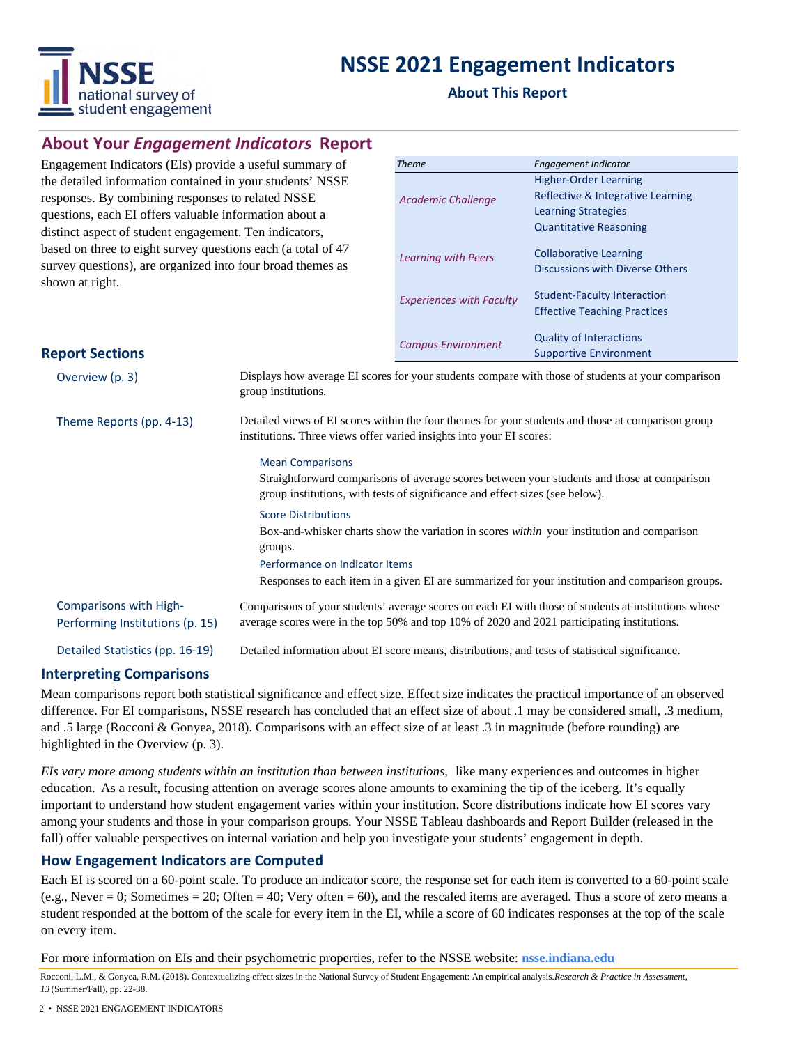# NSSE 2021 Engagement Indicators

## About This Report

## About Your *Engagement Indicators* Report

Engagement Indicators (EIs) provide a useful summary of the detailed information contained in your students' NSSE responses. By combining responses to related NSSE questions, each EI offers valuable information about a distinct aspect of student engagement. Ten indicators, based on three to eight survey questions each (a total of 47 survey questions), are organized into four broad themes as shown at right.

| *Theme* | *Engagement Indicator* |
|---|---|
| *Academic Challenge* | Higher-Order Learning |
| | Reflective & Integrative Learning |
| | Learning Strategies |
| | Quantitative Reasoning |
| *Learning with Peers* | Collaborative Learning |
| | Discussions with Diverse Others |
| *Experiences with Faculty* | Student-Faculty Interaction |
| | Effective Teaching Practices |
| *Campus Environment* | Quality of Interactions |
| | Supportive Environment |

## Report Sections

**Overview (p. 3)**
Displays how average EI scores for your students compare with those of students at your comparison group institutions.

**Theme Reports (pp. 4-13)**
Detailed views of EI scores within the four themes for your students and those at comparison group institutions. Three views offer varied insights into your EI scores:

- **Mean Comparisons**
  Straightforward comparisons of average scores between your students and those at comparison group institutions, with tests of significance and effect sizes (see below).
- **Score Distributions**
  Box-and-whisker charts show the variation in scores *within* your institution and comparison groups.
- **Performance on Indicator Items**
  Responses to each item in a given EI are summarized for your institution and comparison groups.

**Comparisons with High-Performing Institutions (p. 15)**
Comparisons of your students' average scores on each EI with those of students at institutions whose average scores were in the top 50% and top 10% of 2020 and 2021 participating institutions.

**Detailed Statistics (pp. 16-19)**
Detailed information about EI score means, distributions, and tests of statistical significance.

## Interpreting Comparisons

Mean comparisons report both statistical significance and effect size. Effect size indicates the practical importance of an observed difference. For EI comparisons, NSSE research has concluded that an effect size of about .1 may be considered small, .3 medium, and .5 large (Rocconi & Gonyea, 2018). Comparisons with an effect size of at least .3 in magnitude (before rounding) are highlighted in the Overview (p. 3).

*EIs vary more among students within an institution than between institutions,* like many experiences and outcomes in higher education. As a result, focusing attention on average scores alone amounts to examining the tip of the iceberg. It's equally important to understand how student engagement varies within your institution. Score distributions indicate how EI scores vary among your students and those in your comparison groups. Your NSSE Tableau dashboards and Report Builder (released in the fall) offer valuable perspectives on internal variation and help you investigate your students' engagement in depth.

## How Engagement Indicators are Computed

Each EI is scored on a 60-point scale. To produce an indicator score, the response set for each item is converted to a 60-point scale (e.g., Never = 0; Sometimes = 20; Often = 40; Very often = 60), and the rescaled items are averaged. Thus a score of zero means a student responded at the bottom of the scale for every item in the EI, while a score of 60 indicates responses at the top of the scale on every item.

For more information on EIs and their psychometric properties, refer to the NSSE website: **nsse.indiana.edu**

Rocconi, L.M., & Gonyea, R.M. (2018). Contextualizing effect sizes in the National Survey of Student Engagement: An empirical analysis. *Research & Practice in Assessment, 13* (Summer/Fall), pp. 22-38.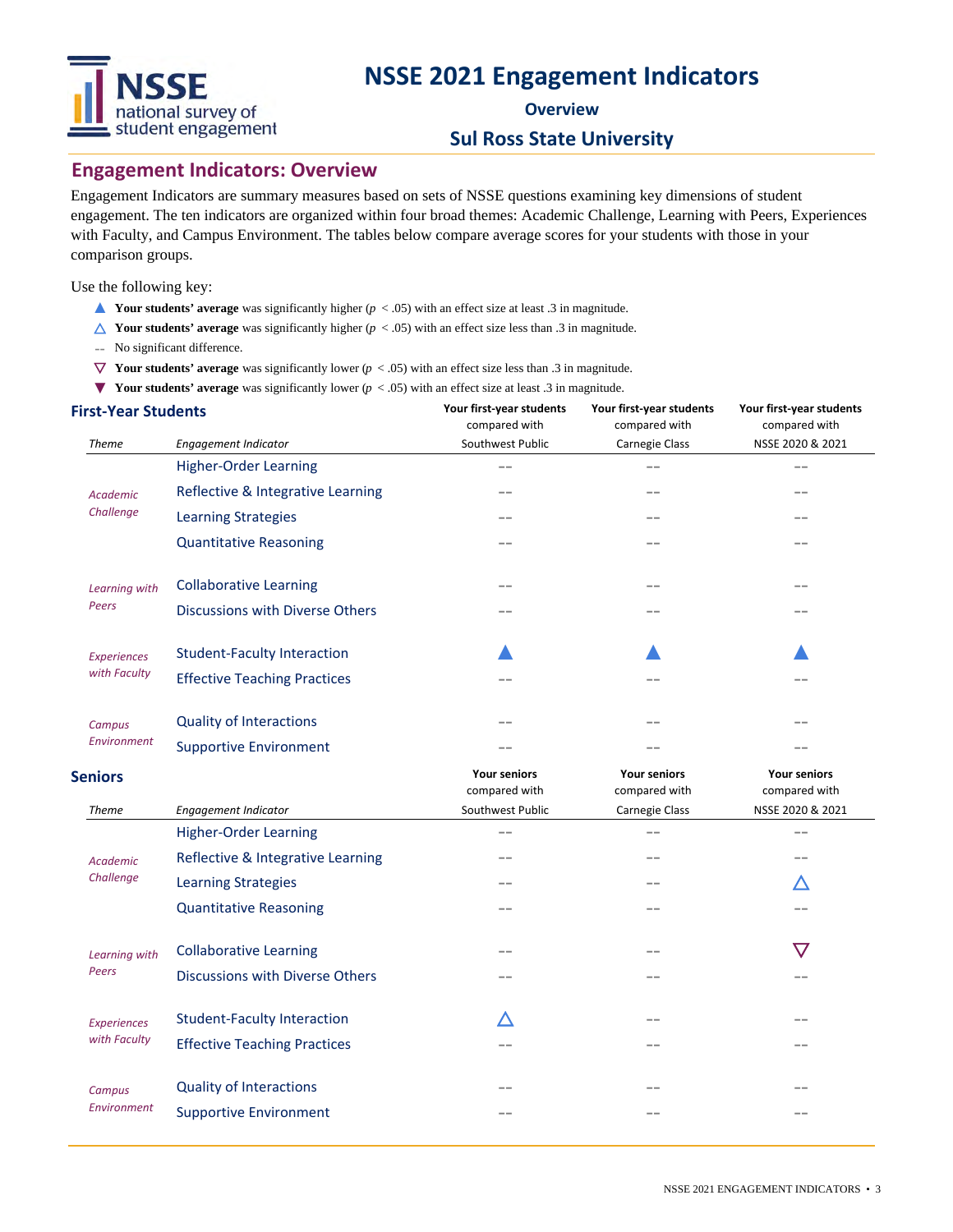# NSSE 2021 Engagement Indicators

**Overview**

**Sul Ross State University**

## Engagement Indicators: Overview

Engagement Indicators are summary measures based on sets of NSSE questions examining key dimensions of student engagement. The ten indicators are organized within four broad themes: Academic Challenge, Learning with Peers, Experiences with Faculty, and Campus Environment. The tables below compare average scores for your students with those in your comparison groups.

Use the following key:

- ▲ **Your students' average** was significantly higher ($p < .05$) with an effect size at least .3 in magnitude.
- △ **Your students' average** was significantly higher ($p < .05$) with an effect size less than .3 in magnitude.
- -- No significant difference.
- ▽ **Your students' average** was significantly lower ($p < .05$) with an effect size less than .3 in magnitude.
- ▼ **Your students' average** was significantly lower ($p < .05$) with an effect size at least .3 in magnitude.

### First-Year Students

| *Theme* | *Engagement Indicator* | **Your first-year students** compared with Southwest Public | **Your first-year students** compared with Carnegie Class | **Your first-year students** compared with NSSE 2020 & 2021 |
|---|---|---|---|---|
| *Academic Challenge* | Higher-Order Learning | -- | -- | -- |
| | Reflective & Integrative Learning | -- | -- | -- |
| | Learning Strategies | -- | -- | -- |
| | Quantitative Reasoning | -- | -- | -- |
| *Learning with Peers* | Collaborative Learning | -- | -- | -- |
| | Discussions with Diverse Others | -- | -- | -- |
| *Experiences with Faculty* | Student-Faculty Interaction | ▲ | ▲ | ▲ |
| | Effective Teaching Practices | -- | -- | -- |
| *Campus Environment* | Quality of Interactions | -- | -- | -- |
| | Supportive Environment | -- | -- | -- |

### Seniors

| *Theme* | *Engagement Indicator* | **Your seniors** compared with Southwest Public | **Your seniors** compared with Carnegie Class | **Your seniors** compared with NSSE 2020 & 2021 |
|---|---|---|---|---|
| *Academic Challenge* | Higher-Order Learning | -- | -- | -- |
| | Reflective & Integrative Learning | -- | -- | -- |
| | Learning Strategies | -- | -- | △ |
| | Quantitative Reasoning | -- | -- | -- |
| *Learning with Peers* | Collaborative Learning | -- | -- | ▽ |
| | Discussions with Diverse Others | -- | -- | -- |
| *Experiences with Faculty* | Student-Faculty Interaction | △ | -- | -- |
| | Effective Teaching Practices | -- | -- | -- |
| *Campus Environment* | Quality of Interactions | -- | -- | -- |
| | Supportive Environment | -- | -- | -- |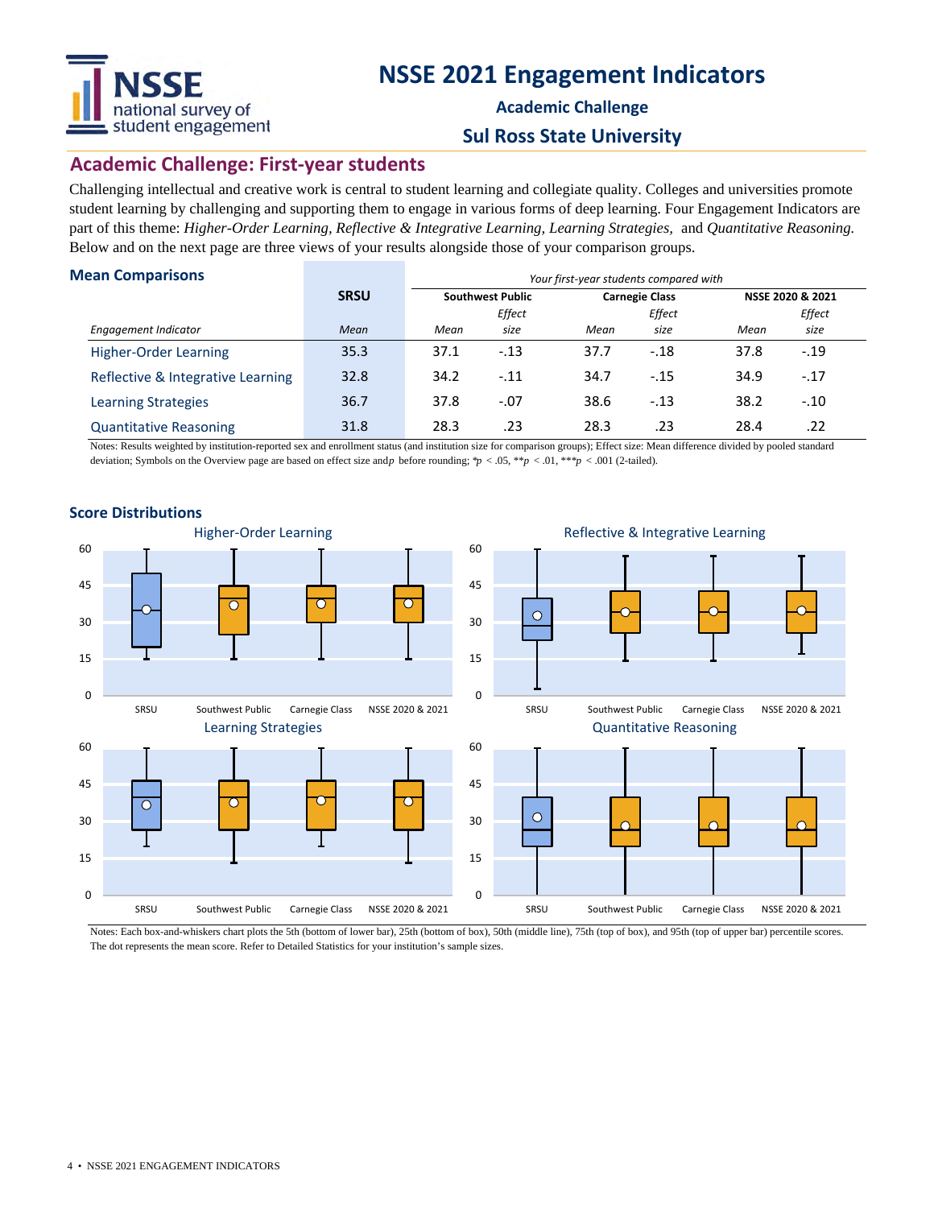# NSSE 2021 Engagement Indicators

**Academic Challenge**

**Sul Ross State University**

## Academic Challenge: First-year students

Challenging intellectual and creative work is central to student learning and collegiate quality. Colleges and universities promote student learning by challenging and supporting them to engage in various forms of deep learning. Four Engagement Indicators are part of this theme: *Higher-Order Learning, Reflective & Integrative Learning, Learning Strategies,* and *Quantitative Reasoning.* Below and on the next page are three views of your results alongside those of your comparison groups.

### Mean Comparisons

| | SRSU | *Your first-year students compared with* | | | | | |
|---|---|---|---|---|---|---|---|
| | | Southwest Public | | Carnegie Class | | NSSE 2020 & 2021 | |
| *Engagement Indicator* | *Mean* | *Mean* | *Effect size* | *Mean* | *Effect size* | *Mean* | *Effect size* |
| Higher-Order Learning | 35.3 | 37.1 | -.13 | 37.7 | -.18 | 37.8 | -.19 |
| Reflective & Integrative Learning | 32.8 | 34.2 | -.11 | 34.7 | -.15 | 34.9 | -.17 |
| Learning Strategies | 36.7 | 37.8 | -.07 | 38.6 | -.13 | 38.2 | -.10 |
| Quantitative Reasoning | 31.8 | 28.3 | .23 | 28.3 | .23 | 28.4 | .22 |

Notes: Results weighted by institution-reported sex and enrollment status (and institution size for comparison groups); Effect size: Mean difference divided by pooled standard deviation; Symbols on the Overview page are based on effect size and *p* before rounding; \**p* < .05, \*\**p* < .01, \*\*\**p* < .001 (2-tailed).

### Score Distributions

Higher-Order Learning

Reflective & Integrative Learning

Learning Strategies

Quantitative Reasoning

Notes: Each box-and-whiskers chart plots the 5th (bottom of lower bar), 25th (bottom of box), 50th (middle line), 75th (top of box), and 95th (top of upper bar) percentile scores. The dot represents the mean score. Refer to Detailed Statistics for your institution's sample sizes.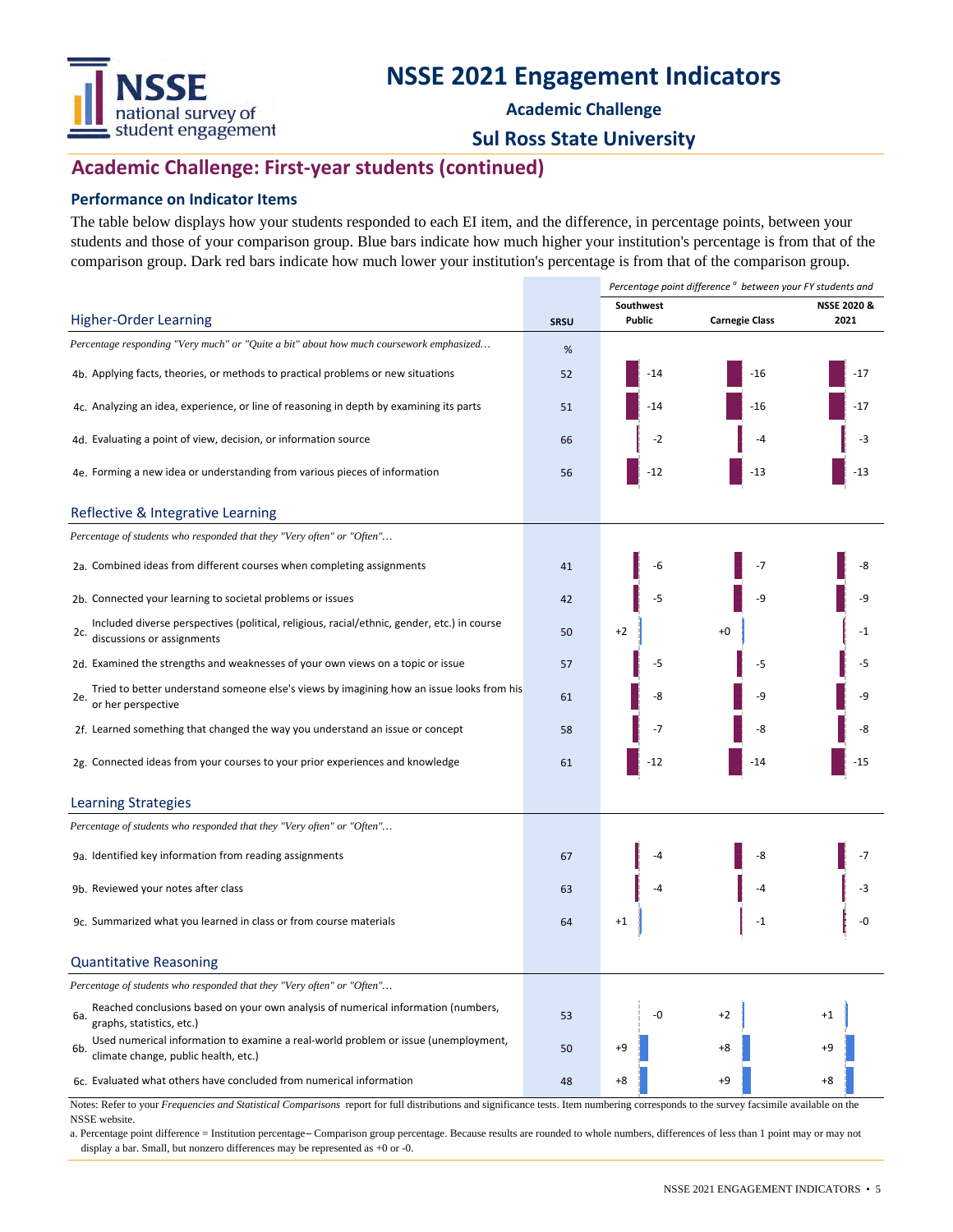# NSSE 2021 Engagement Indicators

**Academic Challenge**

**Sul Ross State University**

## Academic Challenge: First-year students (continued)

### Performance on Indicator Items

The table below displays how your students responded to each EI item, and the difference, in percentage points, between your students and those of your comparison group. Blue bars indicate how much higher your institution's percentage is from that of the comparison group. Dark red bars indicate how much lower your institution's percentage is from that of the comparison group.

| | SRSU | *Percentage point difference [a] between your FY students and* Southwest Public | Carnegie Class | NSSE 2020 & 2021 |
|---|---|---|---|---|
| **Higher-Order Learning** | | | | |
| *Percentage responding "Very much" or "Quite a bit" about how much coursework emphasized…* | % | | | |
| 4b. Applying facts, theories, or methods to practical problems or new situations | 52 | -14 | -16 | -17 |
| 4c. Analyzing an idea, experience, or line of reasoning in depth by examining its parts | 51 | -14 | -16 | -17 |
| 4d. Evaluating a point of view, decision, or information source | 66 | -2 | -4 | -3 |
| 4e. Forming a new idea or understanding from various pieces of information | 56 | -12 | -13 | -13 |
| **Reflective & Integrative Learning** | | | | |
| *Percentage of students who responded that they "Very often" or "Often"…* | | | | |
| 2a. Combined ideas from different courses when completing assignments | 41 | -6 | -7 | -8 |
| 2b. Connected your learning to societal problems or issues | 42 | -5 | -9 | -9 |
| 2c. Included diverse perspectives (political, religious, racial/ethnic, gender, etc.) in course discussions or assignments | 50 | +2 | +0 | -1 |
| 2d. Examined the strengths and weaknesses of your own views on a topic or issue | 57 | -5 | -5 | -5 |
| 2e. Tried to better understand someone else's views by imagining how an issue looks from his or her perspective | 61 | -8 | -9 | -9 |
| 2f. Learned something that changed the way you understand an issue or concept | 58 | -7 | -8 | -8 |
| 2g. Connected ideas from your courses to your prior experiences and knowledge | 61 | -12 | -14 | -15 |
| **Learning Strategies** | | | | |
| *Percentage of students who responded that they "Very often" or "Often"…* | | | | |
| 9a. Identified key information from reading assignments | 67 | -4 | -8 | -7 |
| 9b. Reviewed your notes after class | 63 | -4 | -4 | -3 |
| 9c. Summarized what you learned in class or from course materials | 64 | +1 | -1 | -0 |
| **Quantitative Reasoning** | | | | |
| *Percentage of students who responded that they "Very often" or "Often"…* | | | | |
| 6a. Reached conclusions based on your own analysis of numerical information (numbers, graphs, statistics, etc.) | 53 | -0 | +2 | +1 |
| 6b. Used numerical information to examine a real-world problem or issue (unemployment, climate change, public health, etc.) | 50 | +9 | +8 | +9 |
| 6c. Evaluated what others have concluded from numerical information | 48 | +8 | +9 | +8 |

Notes: Refer to your *Frequencies and Statistical Comparisons* report for full distributions and significance tests. Item numbering corresponds to the survey facsimile available on the NSSE website.

a. Percentage point difference = Institution percentage − Comparison group percentage. Because results are rounded to whole numbers, differences of less than 1 point may or may not display a bar. Small, but nonzero differences may be represented as +0 or -0.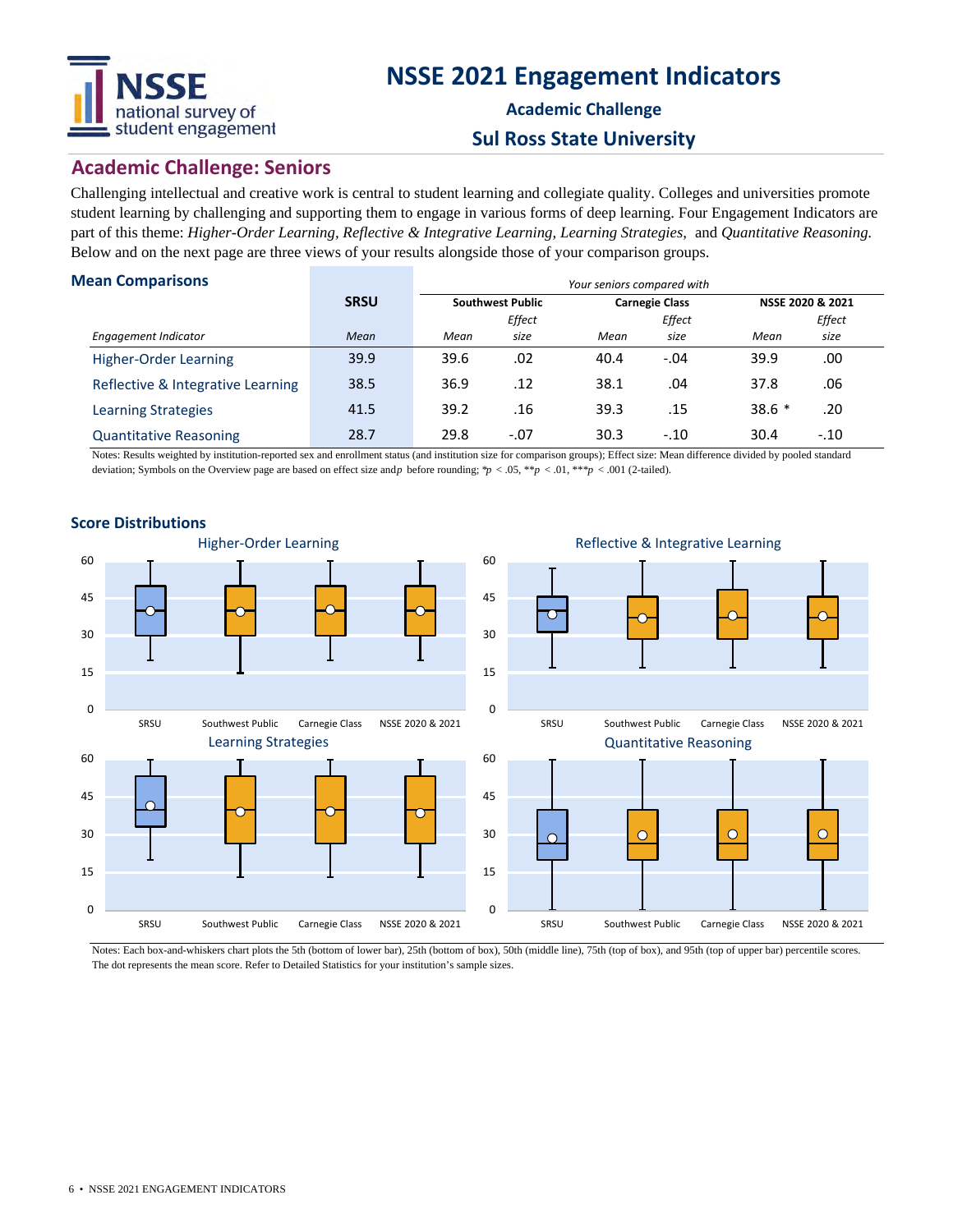# NSSE 2021 Engagement Indicators

**Academic Challenge**

**Sul Ross State University**

## Academic Challenge: Seniors

Challenging intellectual and creative work is central to student learning and collegiate quality. Colleges and universities promote student learning by challenging and supporting them to engage in various forms of deep learning. Four Engagement Indicators are part of this theme: *Higher-Order Learning, Reflective & Integrative Learning, Learning Strategies,* and *Quantitative Reasoning.* Below and on the next page are three views of your results alongside those of your comparison groups.

### Mean Comparisons

| | SRSU | *Your seniors compared with* | | | | | |
|---|---|---|---|---|---|---|---|
| | | Southwest Public | | Carnegie Class | | NSSE 2020 & 2021 | |
| *Engagement Indicator* | *Mean* | *Mean* | *Effect size* | *Mean* | *Effect size* | *Mean* | *Effect size* |
| Higher-Order Learning | 39.9 | 39.6 | .02 | 40.4 | -.04 | 39.9 | .00 |
| Reflective & Integrative Learning | 38.5 | 36.9 | .12 | 38.1 | .04 | 37.8 | .06 |
| Learning Strategies | 41.5 | 39.2 | .16 | 39.3 | .15 | 38.6 * | .20 |
| Quantitative Reasoning | 28.7 | 29.8 | -.07 | 30.3 | -.10 | 30.4 | -.10 |

Notes: Results weighted by institution-reported sex and enrollment status (and institution size for comparison groups); Effect size: Mean difference divided by pooled standard deviation; Symbols on the Overview page are based on effect size and $p$ before rounding; $*p < .05$, $**p < .01$, $***p < .001$ (2-tailed).

### Score Distributions

Notes: Each box-and-whiskers chart plots the 5th (bottom of lower bar), 25th (bottom of box), 50th (middle line), 75th (top of box), and 95th (top of upper bar) percentile scores. The dot represents the mean score. Refer to Detailed Statistics for your institution's sample sizes.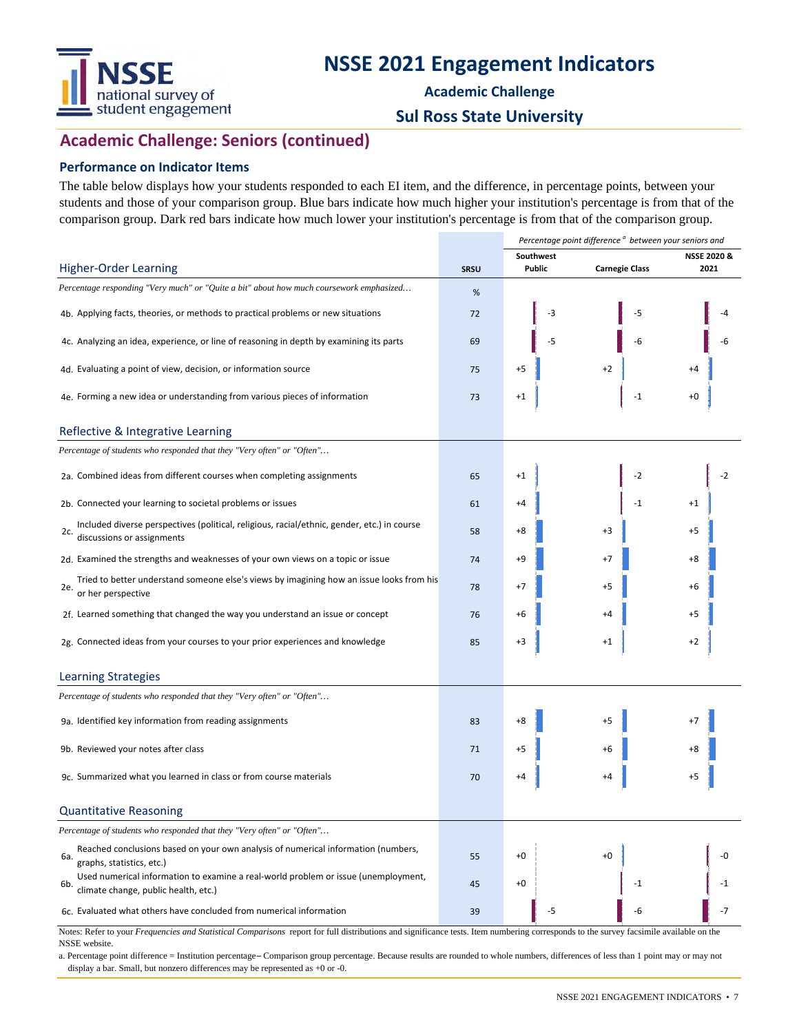# NSSE 2021 Engagement Indicators

**Academic Challenge**

**Sul Ross State University**

## Academic Challenge: Seniors (continued)

### Performance on Indicator Items

The table below displays how your students responded to each EI item, and the difference, in percentage points, between your students and those of your comparison group. Blue bars indicate how much higher your institution's percentage is from that of the comparison group. Dark red bars indicate how much lower your institution's percentage is from that of the comparison group.

| | SRSU | Percentage point difference [a] between your seniors and Southwest Public | Carnegie Class | NSSE 2020 & 2021 |
|---|---|---|---|---|
| **Higher-Order Learning** | | | | |
| *Percentage responding "Very much" or "Quite a bit" about how much coursework emphasized…* | % | | | |
| 4b. Applying facts, theories, or methods to practical problems or new situations | 72 | -3 | -5 | -4 |
| 4c. Analyzing an idea, experience, or line of reasoning in depth by examining its parts | 69 | -5 | -6 | -6 |
| 4d. Evaluating a point of view, decision, or information source | 75 | +5 | +2 | +4 |
| 4e. Forming a new idea or understanding from various pieces of information | 73 | +1 | -1 | +0 |
| **Reflective & Integrative Learning** | | | | |
| *Percentage of students who responded that they "Very often" or "Often"…* | | | | |
| 2a. Combined ideas from different courses when completing assignments | 65 | +1 | -2 | -2 |
| 2b. Connected your learning to societal problems or issues | 61 | +4 | -1 | +1 |
| 2c. Included diverse perspectives (political, religious, racial/ethnic, gender, etc.) in course discussions or assignments | 58 | +8 | +3 | +5 |
| 2d. Examined the strengths and weaknesses of your own views on a topic or issue | 74 | +9 | +7 | +8 |
| 2e. Tried to better understand someone else's views by imagining how an issue looks from his or her perspective | 78 | +7 | +5 | +6 |
| 2f. Learned something that changed the way you understand an issue or concept | 76 | +6 | +4 | +5 |
| 2g. Connected ideas from your courses to your prior experiences and knowledge | 85 | +3 | +1 | +2 |
| **Learning Strategies** | | | | |
| *Percentage of students who responded that they "Very often" or "Often"…* | | | | |
| 9a. Identified key information from reading assignments | 83 | +8 | +5 | +7 |
| 9b. Reviewed your notes after class | 71 | +5 | +6 | +8 |
| 9c. Summarized what you learned in class or from course materials | 70 | +4 | +4 | +5 |
| **Quantitative Reasoning** | | | | |
| *Percentage of students who responded that they "Very often" or "Often"…* | | | | |
| 6a. Reached conclusions based on your own analysis of numerical information (numbers, graphs, statistics, etc.) | 55 | +0 | +0 | -0 |
| 6b. Used numerical information to examine a real-world problem or issue (unemployment, climate change, public health, etc.) | 45 | +0 | -1 | -1 |
| 6c. Evaluated what others have concluded from numerical information | 39 | -5 | -6 | -7 |

Notes: Refer to your *Frequencies and Statistical Comparisons* report for full distributions and significance tests. Item numbering corresponds to the survey facsimile available on the NSSE website.

a. Percentage point difference = Institution percentage – Comparison group percentage. Because results are rounded to whole numbers, differences of less than 1 point may or may not display a bar. Small, but nonzero differences may be represented as +0 or -0.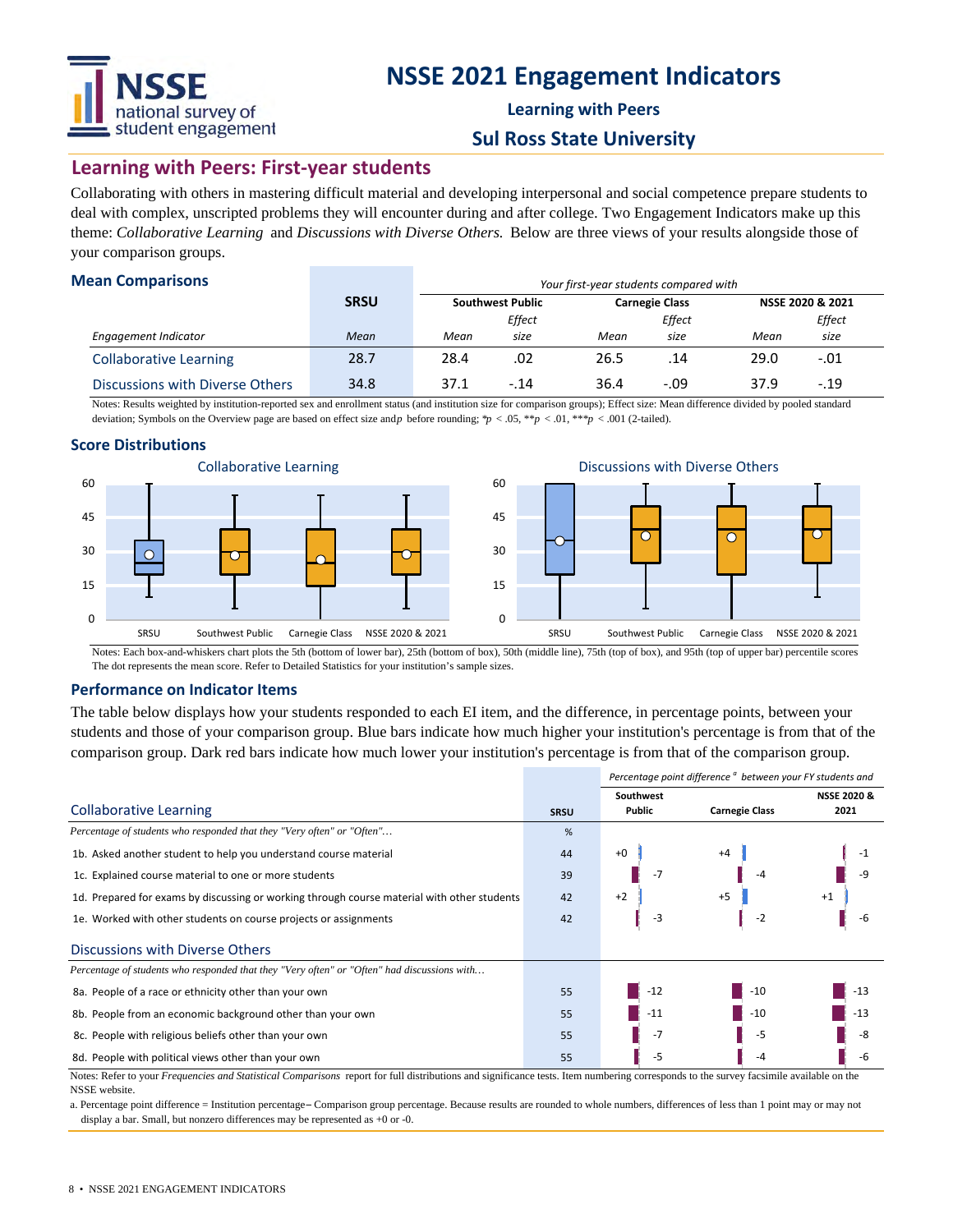# NSSE 2021 Engagement Indicators

**Learning with Peers**

**Sul Ross State University**

## Learning with Peers: First-year students

Collaborating with others in mastering difficult material and developing interpersonal and social competence prepare students to deal with complex, unscripted problems they will encounter during and after college. Two Engagement Indicators make up this theme: *Collaborative Learning* and *Discussions with Diverse Others.* Below are three views of your results alongside those of your comparison groups.

### Mean Comparisons

| | SRSU | *Your first-year students compared with* | | | | | |
|---|---|---|---|---|---|---|---|
| | | **Southwest Public** | | **Carnegie Class** | | **NSSE 2020 & 2021** | |
| *Engagement Indicator* | *Mean* | *Mean* | *Effect size* | *Mean* | *Effect size* | *Mean* | *Effect size* |
| Collaborative Learning | 28.7 | 28.4 | .02 | 26.5 | .14 | 29.0 | -.01 |
| Discussions with Diverse Others | 34.8 | 37.1 | -.14 | 36.4 | -.09 | 37.9 | -.19 |

Notes: Results weighted by institution-reported sex and enrollment status (and institution size for comparison groups); Effect size: Mean difference divided by pooled standard deviation; Symbols on the Overview page are based on effect size and *p* before rounding; \**p* < .05, \*\**p* < .01, \*\*\**p* < .001 (2-tailed).

### Score Distributions

Collaborative Learning

Discussions with Diverse Others

Notes: Each box-and-whiskers chart plots the 5th (bottom of lower bar), 25th (bottom of box), 50th (middle line), 75th (top of box), and 95th (top of upper bar) percentile scores. The dot represents the mean score. Refer to Detailed Statistics for your institution's sample sizes.

### Performance on Indicator Items

The table below displays how your students responded to each EI item, and the difference, in percentage points, between your students and those of your comparison group. Blue bars indicate how much higher your institution's percentage is from that of the comparison group. Dark red bars indicate how much lower your institution's percentage is from that of the comparison group.

| | SRSU | *Percentage point difference [a] between your FY students and* | | |
|---|---|---|---|---|
| | | **Southwest Public** | **Carnegie Class** | **NSSE 2020 & 2021** |
| **Collaborative Learning** | | | | |
| *Percentage of students who responded that they "Very often" or "Often"…* | % | | | |
| 1b. Asked another student to help you understand course material | 44 | +0 | +4 | -1 |
| 1c. Explained course material to one or more students | 39 | -7 | -4 | -9 |
| 1d. Prepared for exams by discussing or working through course material with other students | 42 | +2 | +5 | +1 |
| 1e. Worked with other students on course projects or assignments | 42 | -3 | -2 | -6 |
| **Discussions with Diverse Others** | | | | |
| *Percentage of students who responded that they "Very often" or "Often" had discussions with…* | | | | |
| 8a. People of a race or ethnicity other than your own | 55 | -12 | -10 | -13 |
| 8b. People from an economic background other than your own | 55 | -11 | -10 | -13 |
| 8c. People with religious beliefs other than your own | 55 | -7 | -5 | -8 |
| 8d. People with political views other than your own | 55 | -5 | -4 | -6 |

Notes: Refer to your *Frequencies and Statistical Comparisons* report for full distributions and significance tests. Item numbering corresponds to the survey facsimile available on the NSSE website.

a. Percentage point difference = Institution percentage – Comparison group percentage. Because results are rounded to whole numbers, differences of less than 1 point may or may not display a bar. Small, but nonzero differences may be represented as +0 or -0.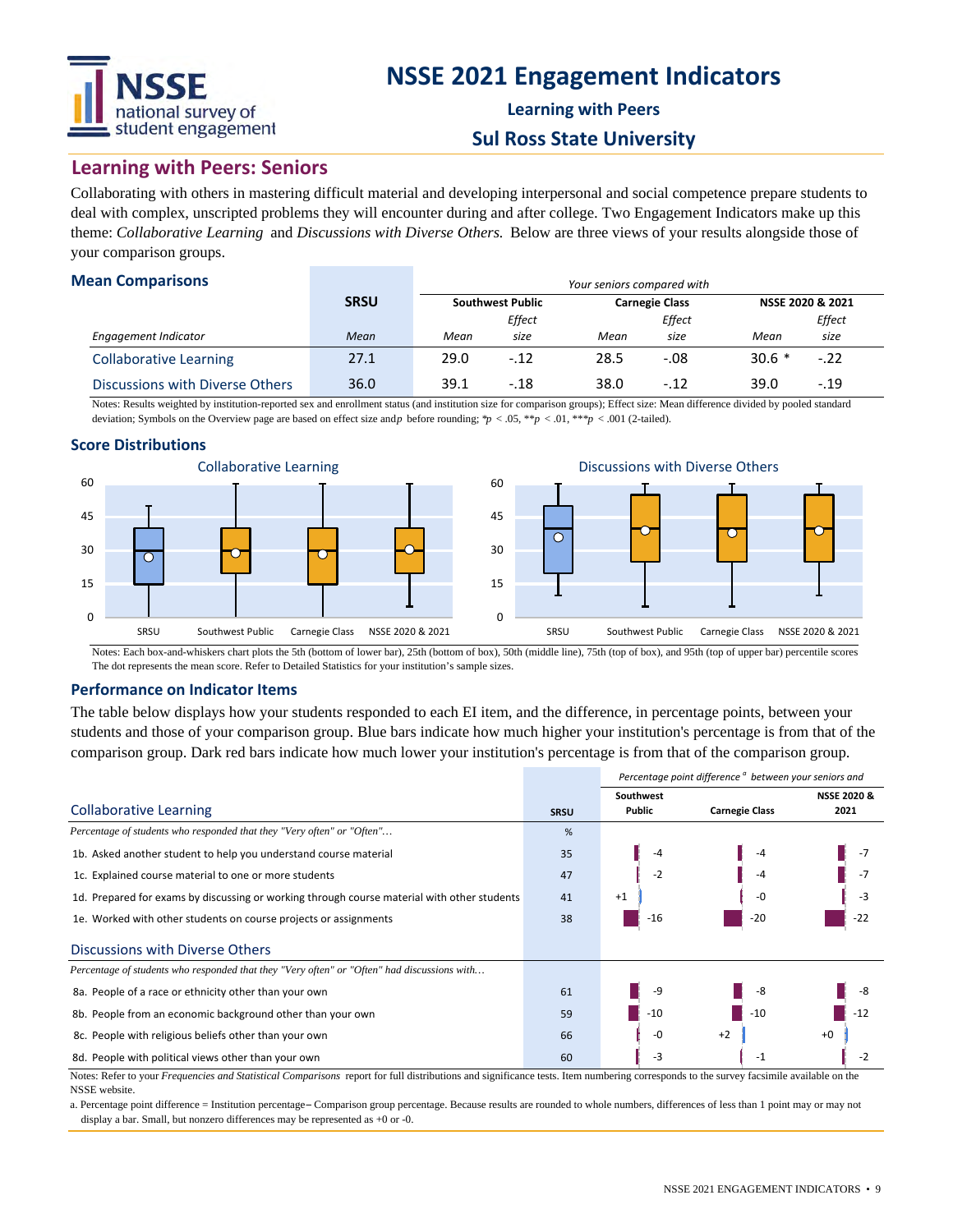# NSSE 2021 Engagement Indicators

**Learning with Peers**

**Sul Ross State University**

## Learning with Peers: Seniors

Collaborating with others in mastering difficult material and developing interpersonal and social competence prepare students to deal with complex, unscripted problems they will encounter during and after college. Two Engagement Indicators make up this theme: *Collaborative Learning* and *Discussions with Diverse Others.* Below are three views of your results alongside those of your comparison groups.

### Mean Comparisons

| | SRSU | Your seniors compared with | | | | | |
|---|---|---|---|---|---|---|---|
| | | Southwest Public | | Carnegie Class | | NSSE 2020 & 2021 | |
| *Engagement Indicator* | *Mean* | *Mean* | *Effect size* | *Mean* | *Effect size* | *Mean* | *Effect size* |
| Collaborative Learning | 27.1 | 29.0 | -.12 | 28.5 | -.08 | 30.6 * | -.22 |
| Discussions with Diverse Others | 36.0 | 39.1 | -.18 | 38.0 | -.12 | 39.0 | -.19 |

Notes: Results weighted by institution-reported sex and enrollment status (and institution size for comparison groups); Effect size: Mean difference divided by pooled standard deviation; Symbols on the Overview page are based on effect size and *p* before rounding; $*p < .05$, $**p < .01$, $***p < .001$ (2-tailed).

### Score Distributions

Collaborative Learning (box plots: SRSU, Southwest Public, Carnegie Class, NSSE 2020 & 2021; scale 0–60)

Discussions with Diverse Others (box plots: SRSU, Southwest Public, Carnegie Class, NSSE 2020 & 2021; scale 0–60)

Notes: Each box-and-whiskers chart plots the 5th (bottom of lower bar), 25th (bottom of box), 50th (middle line), 75th (top of box), and 95th (top of upper bar) percentile scores The dot represents the mean score. Refer to Detailed Statistics for your institution's sample sizes.

### Performance on Indicator Items

The table below displays how your students responded to each EI item, and the difference, in percentage points, between your students and those of your comparison group. Blue bars indicate how much higher your institution's percentage is from that of the comparison group. Dark red bars indicate how much lower your institution's percentage is from that of the comparison group.

| | SRSU | Percentage point difference [a] between your seniors and | | |
|---|---|---|---|---|
| **Collaborative Learning** | | Southwest Public | Carnegie Class | NSSE 2020 & 2021 |
| *Percentage of students who responded that they "Very often" or "Often"…* | % | | | |
| 1b. Asked another student to help you understand course material | 35 | -4 | -4 | -7 |
| 1c. Explained course material to one or more students | 47 | -2 | -4 | -7 |
| 1d. Prepared for exams by discussing or working through course material with other students | 41 | +1 | -0 | -3 |
| 1e. Worked with other students on course projects or assignments | 38 | -16 | -20 | -22 |
| **Discussions with Diverse Others** | | | | |
| *Percentage of students who responded that they "Very often" or "Often" had discussions with…* | | | | |
| 8a. People of a race or ethnicity other than your own | 61 | -9 | -8 | -8 |
| 8b. People from an economic background other than your own | 59 | -10 | -10 | -12 |
| 8c. People with religious beliefs other than your own | 66 | -0 | +2 | +0 |
| 8d. People with political views other than your own | 60 | -3 | -1 | -2 |

Notes: Refer to your *Frequencies and Statistical Comparisons* report for full distributions and significance tests. Item numbering corresponds to the survey facsimile available on the NSSE website.

a. Percentage point difference = Institution percentage – Comparison group percentage. Because results are rounded to whole numbers, differences of less than 1 point may or may not display a bar. Small, but nonzero differences may be represented as +0 or -0.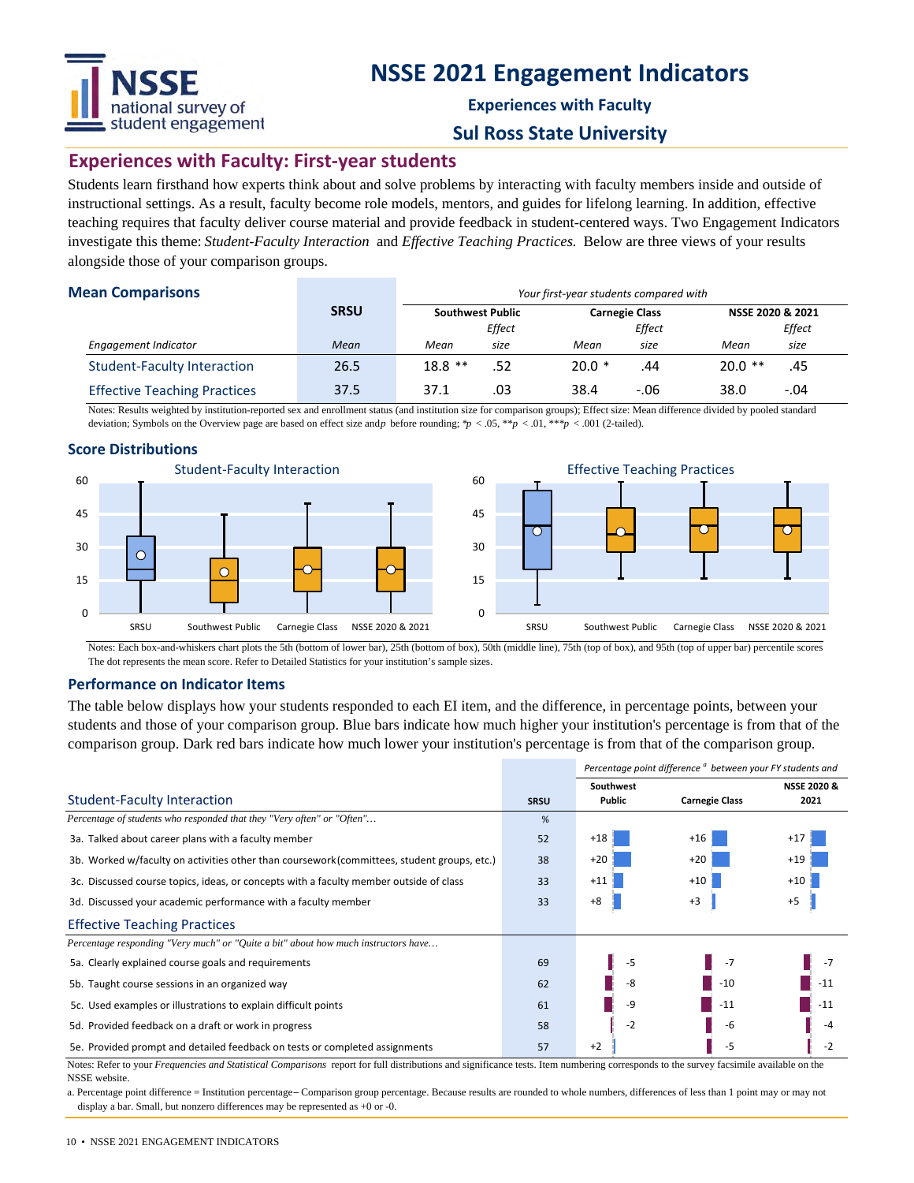# NSSE 2021 Engagement Indicators

**Experiences with Faculty**

**Sul Ross State University**

## Experiences with Faculty: First-year students

Students learn firsthand how experts think about and solve problems by interacting with faculty members inside and outside of instructional settings. As a result, faculty become role models, mentors, and guides for lifelong learning. In addition, effective teaching requires that faculty deliver course material and provide feedback in student-centered ways. Two Engagement Indicators investigate this theme: *Student-Faculty Interaction* and *Effective Teaching Practices.* Below are three views of your results alongside those of your comparison groups.

### Mean Comparisons

| | SRSU | *Your first-year students compared with* | | | | | |
|---|---|---|---|---|---|---|---|
| | | Southwest Public | | Carnegie Class | | NSSE 2020 & 2021 | |
| *Engagement Indicator* | *Mean* | *Mean* | *Effect size* | *Mean* | *Effect size* | *Mean* | *Effect size* |
| Student-Faculty Interaction | 26.5 | 18.8 ** | .52 | 20.0 * | .44 | 20.0 ** | .45 |
| Effective Teaching Practices | 37.5 | 37.1 | .03 | 38.4 | -.06 | 38.0 | -.04 |

Notes: Results weighted by institution-reported sex and enrollment status (and institution size for comparison groups); Effect size: Mean difference divided by pooled standard deviation; Symbols on the Overview page are based on effect size and *p* before rounding; *$p < .05$, **$p < .01$, ***$p < .001$ (2-tailed).

### Score Distributions

Notes: Each box-and-whiskers chart plots the 5th (bottom of lower bar), 25th (bottom of box), 50th (middle line), 75th (top of box), and 95th (top of upper bar) percentile scores. The dot represents the mean score. Refer to Detailed Statistics for your institution's sample sizes.

### Performance on Indicator Items

The table below displays how your students responded to each EI item, and the difference, in percentage points, between your students and those of your comparison group. Blue bars indicate how much higher your institution's percentage is from that of the comparison group. Dark red bars indicate how much lower your institution's percentage is from that of the comparison group.

| | SRSU | *Percentage point difference [a] between your FY students and* | | |
|---|---|---|---|---|
| **Student-Faculty Interaction** | | Southwest Public | Carnegie Class | NSSE 2020 & 2021 |
| *Percentage of students who responded that they "Very often" or "Often"...* | % | | | |
| 3a. Talked about career plans with a faculty member | 52 | +18 | +16 | +17 |
| 3b. Worked w/faculty on activities other than coursework (committees, student groups, etc.) | 38 | +20 | +20 | +19 |
| 3c. Discussed course topics, ideas, or concepts with a faculty member outside of class | 33 | +11 | +10 | +10 |
| 3d. Discussed your academic performance with a faculty member | 33 | +8 | +3 | +5 |
| **Effective Teaching Practices** | | | | |
| *Percentage responding "Very much" or "Quite a bit" about how much instructors have...* | | | | |
| 5a. Clearly explained course goals and requirements | 69 | -5 | -7 | -7 |
| 5b. Taught course sessions in an organized way | 62 | -8 | -10 | -11 |
| 5c. Used examples or illustrations to explain difficult points | 61 | -9 | -11 | -11 |
| 5d. Provided feedback on a draft or work in progress | 58 | -2 | -6 | -4 |
| 5e. Provided prompt and detailed feedback on tests or completed assignments | 57 | +2 | -5 | -2 |

Notes: Refer to your *Frequencies and Statistical Comparisons* report for full distributions and significance tests. Item numbering corresponds to the survey facsimile available on the NSSE website.

a. Percentage point difference = Institution percentage − Comparison group percentage. Because results are rounded to whole numbers, differences of less than 1 point may or may not display a bar. Small, but nonzero differences may be represented as +0 or -0.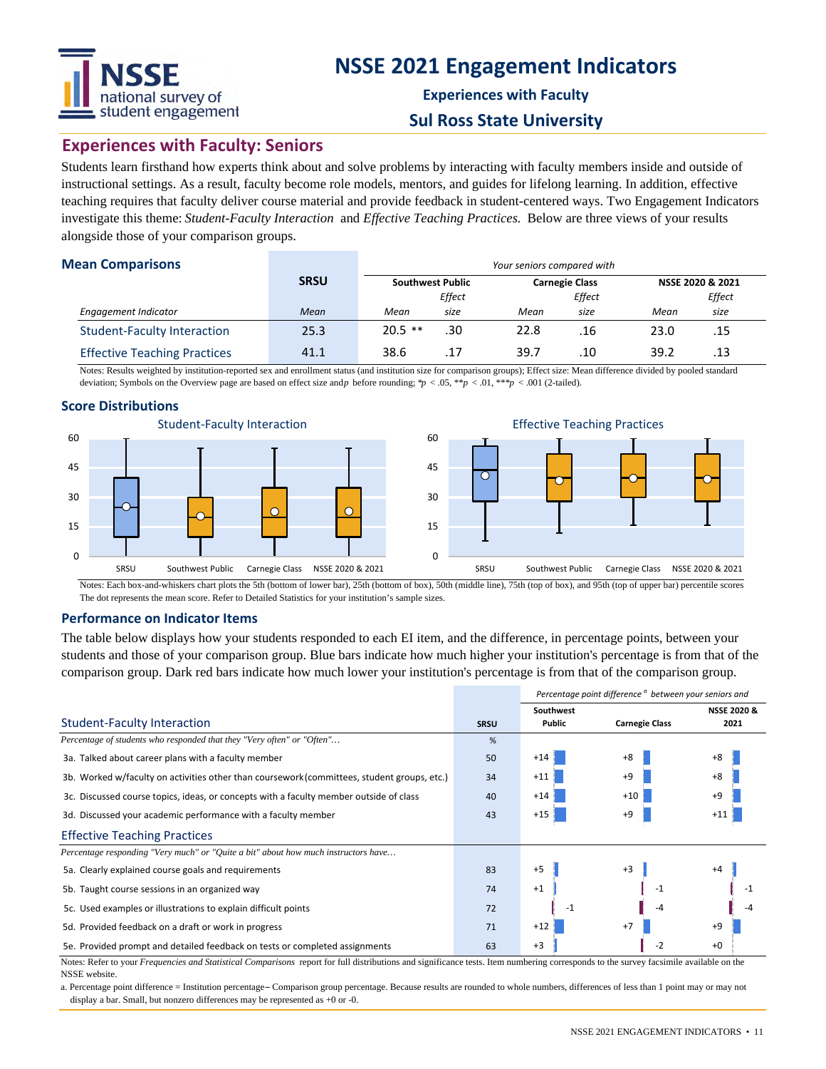# NSSE 2021 Engagement Indicators

**Experiences with Faculty**

**Sul Ross State University**

## Experiences with Faculty: Seniors

Students learn firsthand how experts think about and solve problems by interacting with faculty members inside and outside of instructional settings. As a result, faculty become role models, mentors, and guides for lifelong learning. In addition, effective teaching requires that faculty deliver course material and provide feedback in student-centered ways. Two Engagement Indicators investigate this theme: *Student-Faculty Interaction* and *Effective Teaching Practices.* Below are three views of your results alongside those of your comparison groups.

### Mean Comparisons

| | SRSU | *Your seniors compared with* | | | | | |
|---|---|---|---|---|---|---|---|
| | | Southwest Public | | Carnegie Class | | NSSE 2020 & 2021 | |
| *Engagement Indicator* | *Mean* | *Mean* | *Effect size* | *Mean* | *Effect size* | *Mean* | *Effect size* |
| Student-Faculty Interaction | 25.3 | 20.5 ** | .30 | 22.8 | .16 | 23.0 | .15 |
| Effective Teaching Practices | 41.1 | 38.6 | .17 | 39.7 | .10 | 39.2 | .13 |

Notes: Results weighted by institution-reported sex and enrollment status (and institution size for comparison groups); Effect size: Mean difference divided by pooled standard deviation; Symbols on the Overview page are based on effect size and $p$ before rounding; $*p < .05$, $**p < .01$, $***p < .001$ (2-tailed).

### Score Distributions

Student-Faculty Interaction | Effective Teaching Practices

(Box-and-whisker charts for SRSU, Southwest Public, Carnegie Class, NSSE 2020 & 2021; y-axis 0–60)

Notes: Each box-and-whiskers chart plots the 5th (bottom of lower bar), 25th (bottom of box), 50th (middle line), 75th (top of box), and 95th (top of upper bar) percentile scores. The dot represents the mean score. Refer to Detailed Statistics for your institution's sample sizes.

### Performance on Indicator Items

The table below displays how your students responded to each EI item, and the difference, in percentage points, between your students and those of your comparison group. Blue bars indicate how much higher your institution's percentage is from that of the comparison group. Dark red bars indicate how much lower your institution's percentage is from that of the comparison group.

| | SRSU | *Percentage point difference [a] between your seniors and* | | |
|---|---|---|---|---|
| **Student-Faculty Interaction** | | Southwest Public | Carnegie Class | NSSE 2020 & 2021 |
| *Percentage of students who responded that they "Very often" or "Often"…* | % | | | |
| 3a. Talked about career plans with a faculty member | 50 | +14 | +8 | +8 |
| 3b. Worked w/faculty on activities other than coursework (committees, student groups, etc.) | 34 | +11 | +9 | +8 |
| 3c. Discussed course topics, ideas, or concepts with a faculty member outside of class | 40 | +14 | +10 | +9 |
| 3d. Discussed your academic performance with a faculty member | 43 | +15 | +9 | +11 |
| **Effective Teaching Practices** | | | | |
| *Percentage responding "Very much" or "Quite a bit" about how much instructors have…* | | | | |
| 5a. Clearly explained course goals and requirements | 83 | +5 | +3 | +4 |
| 5b. Taught course sessions in an organized way | 74 | +1 | -1 | -1 |
| 5c. Used examples or illustrations to explain difficult points | 72 | -1 | -4 | -4 |
| 5d. Provided feedback on a draft or work in progress | 71 | +12 | +7 | +9 |
| 5e. Provided prompt and detailed feedback on tests or completed assignments | 63 | +3 | -2 | +0 |

Notes: Refer to your *Frequencies and Statistical Comparisons* report for full distributions and significance tests. Item numbering corresponds to the survey facsimile available on the NSSE website.

a. Percentage point difference = Institution percentage – Comparison group percentage. Because results are rounded to whole numbers, differences of less than 1 point may or may not display a bar. Small, but nonzero differences may be represented as +0 or -0.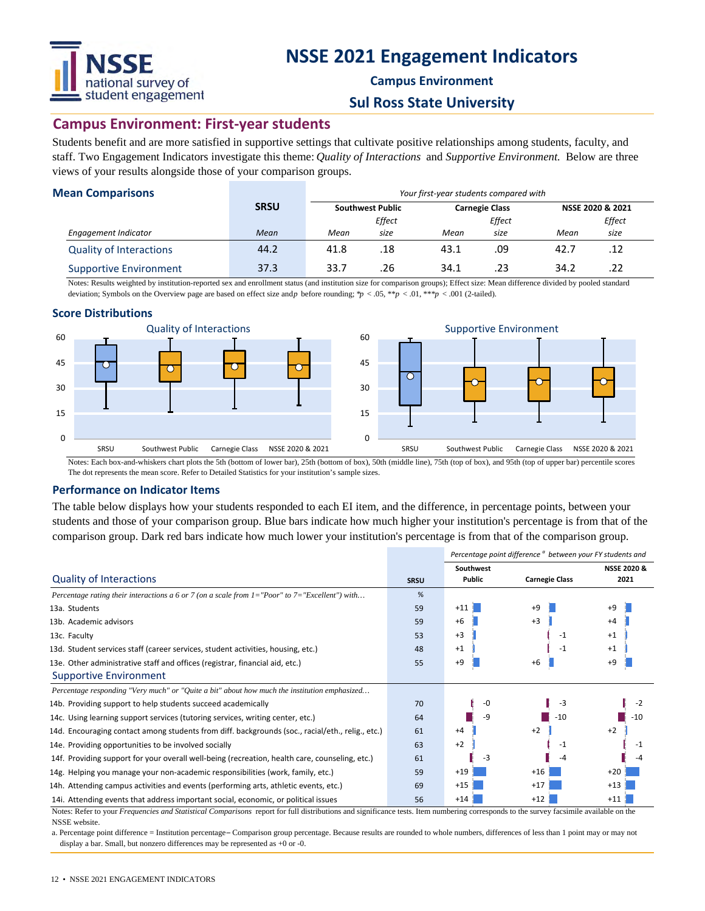# NSSE 2021 Engagement Indicators

**Campus Environment**

**Sul Ross State University**

## Campus Environment: First-year students

Students benefit and are more satisfied in supportive settings that cultivate positive relationships among students, faculty, and staff. Two Engagement Indicators investigate this theme: *Quality of Interactions* and *Supportive Environment.* Below are three views of your results alongside those of your comparison groups.

### Mean Comparisons

| | SRSU | *Your first-year students compared with* | | | | | |
|---|---|---|---|---|---|---|---|
| | | Southwest Public | | Carnegie Class | | NSSE 2020 & 2021 | |
| *Engagement Indicator* | *Mean* | *Mean* | *Effect size* | *Mean* | *Effect size* | *Mean* | *Effect size* |
| Quality of Interactions | 44.2 | 41.8 | .18 | 43.1 | .09 | 42.7 | .12 |
| Supportive Environment | 37.3 | 33.7 | .26 | 34.1 | .23 | 34.2 | .22 |

Notes: Results weighted by institution-reported sex and enrollment status (and institution size for comparison groups); Effect size: Mean difference divided by pooled standard deviation; Symbols on the Overview page are based on effect size and $p$ before rounding; \*$p < .05$, \*\*$p < .01$, \*\*\*$p < .001$ (2-tailed).

### Score Distributions

Quality of Interactions — Supportive Environment (box plots for SRSU, Southwest Public, Carnegie Class, NSSE 2020 & 2021)

Notes: Each box-and-whiskers chart plots the 5th (bottom of lower bar), 25th (bottom of box), 50th (middle line), 75th (top of box), and 95th (top of upper bar) percentile scores. The dot represents the mean score. Refer to Detailed Statistics for your institution's sample sizes.

### Performance on Indicator Items

The table below displays how your students responded to each EI item, and the difference, in percentage points, between your students and those of your comparison group. Blue bars indicate how much higher your institution's percentage is from that of the comparison group. Dark red bars indicate how much lower your institution's percentage is from that of the comparison group.

| | SRSU | *Percentage point difference[a] between your FY students and* | | |
|---|---|---|---|---|
| **Quality of Interactions** | | Southwest Public | Carnegie Class | NSSE 2020 & 2021 |
| *Percentage rating their interactions a 6 or 7 (on a scale from 1="Poor" to 7="Excellent") with…* | % | | | |
| 13a. Students | 59 | +11 | +9 | +9 |
| 13b. Academic advisors | 59 | +6 | +3 | +4 |
| 13c. Faculty | 53 | +3 | -1 | +1 |
| 13d. Student services staff (career services, student activities, housing, etc.) | 48 | +1 | -1 | +1 |
| 13e. Other administrative staff and offices (registrar, financial aid, etc.) | 55 | +9 | +6 | +9 |
| **Supportive Environment** | | | | |
| *Percentage responding "Very much" or "Quite a bit" about how much the institution emphasized…* | | | | |
| 14b. Providing support to help students succeed academically | 70 | -0 | -3 | -2 |
| 14c. Using learning support services (tutoring services, writing center, etc.) | 64 | -9 | -10 | -10 |
| 14d. Encouraging contact among students from diff. backgrounds (soc., racial/eth., relig., etc.) | 61 | +4 | +2 | +2 |
| 14e. Providing opportunities to be involved socially | 63 | +2 | -1 | -1 |
| 14f. Providing support for your overall well-being (recreation, health care, counseling, etc.) | 61 | -3 | -4 | -4 |
| 14g. Helping you manage your non-academic responsibilities (work, family, etc.) | 59 | +19 | +16 | +20 |
| 14h. Attending campus activities and events (performing arts, athletic events, etc.) | 69 | +15 | +17 | +13 |
| 14i. Attending events that address important social, economic, or political issues | 56 | +14 | +12 | +11 |

Notes: Refer to your *Frequencies and Statistical Comparisons* report for full distributions and significance tests. Item numbering corresponds to the survey facsimile available on the NSSE website.

a. Percentage point difference = Institution percentage – Comparison group percentage. Because results are rounded to whole numbers, differences of less than 1 point may or may not display a bar. Small, but nonzero differences may be represented as +0 or -0.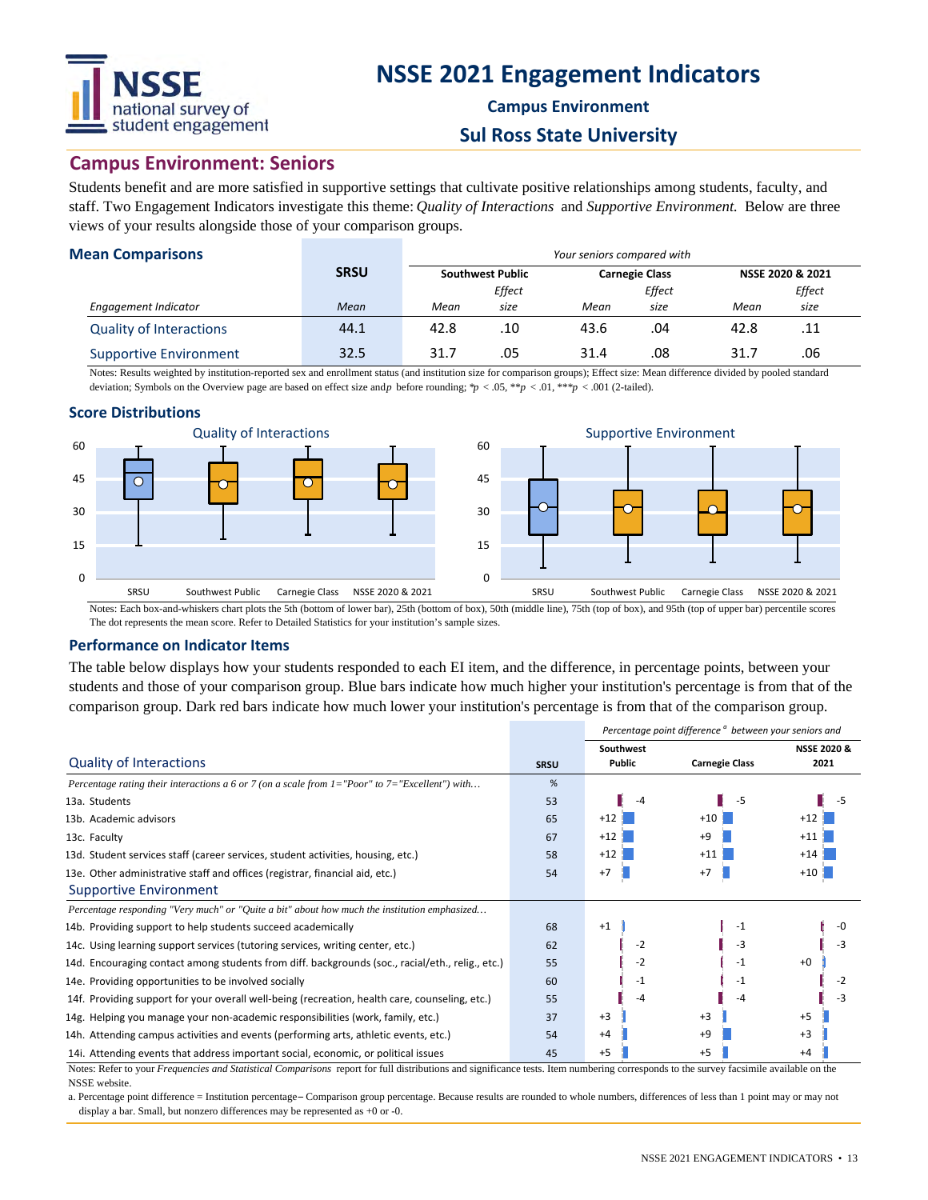# NSSE 2021 Engagement Indicators

### Campus Environment

### Sul Ross State University

## Campus Environment: Seniors

Students benefit and are more satisfied in supportive settings that cultivate positive relationships among students, faculty, and staff. Two Engagement Indicators investigate this theme: *Quality of Interactions* and *Supportive Environment.* Below are three views of your results alongside those of your comparison groups.

### Mean Comparisons

| | SRSU | *Your seniors compared with* | | | | | |
|---|---|---|---|---|---|---|---|
| | | **Southwest Public** | | **Carnegie Class** | | **NSSE 2020 & 2021** | |
| *Engagement Indicator* | *Mean* | *Mean* | *Effect size* | *Mean* | *Effect size* | *Mean* | *Effect size* |
| Quality of Interactions | 44.1 | 42.8 | .10 | 43.6 | .04 | 42.8 | .11 |
| Supportive Environment | 32.5 | 31.7 | .05 | 31.4 | .08 | 31.7 | .06 |

Notes: Results weighted by institution-reported sex and enrollment status (and institution size for comparison groups); Effect size: Mean difference divided by pooled standard deviation; Symbols on the Overview page are based on effect size and *p* before rounding; \*$p < .05$, \*\*$p < .01$, \*\*\*$p < .001$ (2-tailed).

### Score Distributions

Notes: Each box-and-whiskers chart plots the 5th (bottom of lower bar), 25th (bottom of box), 50th (middle line), 75th (top of box), and 95th (top of upper bar) percentile scores The dot represents the mean score. Refer to Detailed Statistics for your institution's sample sizes.

### Performance on Indicator Items

The table below displays how your students responded to each EI item, and the difference, in percentage points, between your students and those of your comparison group. Blue bars indicate how much higher your institution's percentage is from that of the comparison group. Dark red bars indicate how much lower your institution's percentage is from that of the comparison group.

| | | *Percentage point difference* [a] *between your seniors and* | | |
|---|---|---|---|---|
| **Quality of Interactions** | **SRSU** | **Southwest Public** | **Carnegie Class** | **NSSE 2020 & 2021** |
| *Percentage rating their interactions a 6 or 7 (on a scale from 1="Poor" to 7="Excellent") with…* | % | | | |
| 13a. Students | 53 | -4 | -5 | -5 |
| 13b. Academic advisors | 65 | +12 | +10 | +12 |
| 13c. Faculty | 67 | +12 | +9 | +11 |
| 13d. Student services staff (career services, student activities, housing, etc.) | 58 | +12 | +11 | +14 |
| 13e. Other administrative staff and offices (registrar, financial aid, etc.) | 54 | +7 | +7 | +10 |
| **Supportive Environment** | | | | |
| *Percentage responding "Very much" or "Quite a bit" about how much the institution emphasized…* | | | | |
| 14b. Providing support to help students succeed academically | 68 | +1 | -1 | -0 |
| 14c. Using learning support services (tutoring services, writing center, etc.) | 62 | -2 | -3 | -3 |
| 14d. Encouraging contact among students from diff. backgrounds (soc., racial/eth., relig., etc.) | 55 | -2 | -1 | +0 |
| 14e. Providing opportunities to be involved socially | 60 | -1 | -1 | -2 |
| 14f. Providing support for your overall well-being (recreation, health care, counseling, etc.) | 55 | -4 | -4 | -3 |
| 14g. Helping you manage your non-academic responsibilities (work, family, etc.) | 37 | +3 | +3 | +5 |
| 14h. Attending campus activities and events (performing arts, athletic events, etc.) | 54 | +4 | +9 | +3 |
| 14i. Attending events that address important social, economic, or political issues | 45 | +5 | +5 | +4 |

Notes: Refer to your *Frequencies and Statistical Comparisons* report for full distributions and significance tests. Item numbering corresponds to the survey facsimile available on the NSSE website.

a. Percentage point difference = Institution percentage – Comparison group percentage. Because results are rounded to whole numbers, differences of less than 1 point may or may not display a bar. Small, but nonzero differences may be represented as +0 or -0.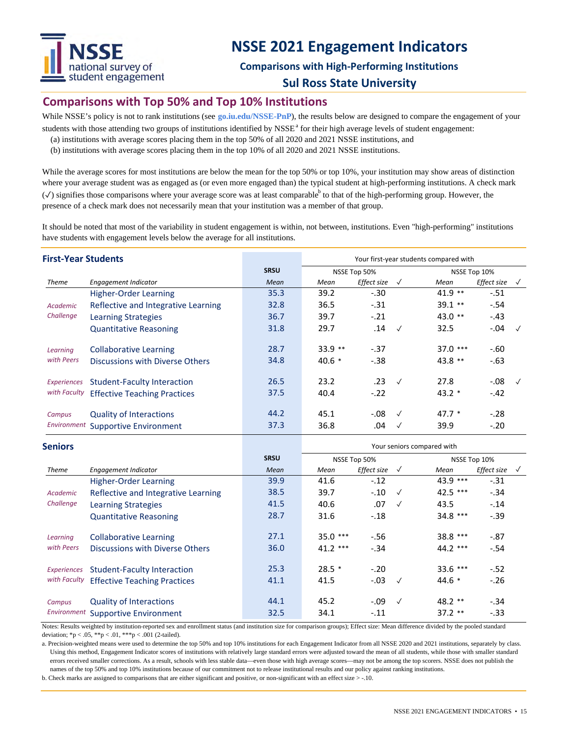# NSSE 2021 Engagement Indicators

### Comparisons with High-Performing Institutions

### Sul Ross State University

## Comparisons with Top 50% and Top 10% Institutions

While NSSE's policy is not to rank institutions (see **go.iu.edu/NSSE-PnP**), the results below are designed to compare the engagement of your students with those attending two groups of institutions identified by NSSE[a] for their high average levels of student engagement:

(a) institutions with average scores placing them in the top 50% of all 2020 and 2021 NSSE institutions, and
(b) institutions with average scores placing them in the top 10% of all 2020 and 2021 NSSE institutions.

While the average scores for most institutions are below the mean for the top 50% or top 10%, your institution may show areas of distinction where your average student was as engaged as (or even more engaged than) the typical student at high-performing institutions. A check mark (✓) signifies those comparisons where your average score was at least comparable[b] to that of the high-performing group. However, the presence of a check mark does not necessarily mean that your institution was a member of that group.

It should be noted that most of the variability in student engagement is within, not between, institutions. Even "high-performing" institutions have students with engagement levels below the average for all institutions.

### First-Year Students

| | | | Your first-year students compared with | | | | | |
|---|---|---|---|---|---|---|---|---|
| | | SRSU | NSSE Top 50% | | | NSSE Top 10% | | |
| *Theme* | *Engagement Indicator* | *Mean* | *Mean* | *Effect size* | ✓ | *Mean* | *Effect size* | ✓ |
| *Academic Challenge* | Higher-Order Learning | 35.3 | 39.2 | -.30 | | 41.9 ** | -.51 | |
| | Reflective and Integrative Learning | 32.8 | 36.5 | -.31 | | 39.1 ** | -.54 | |
| | Learning Strategies | 36.7 | 39.7 | -.21 | | 43.0 ** | -.43 | |
| | Quantitative Reasoning | 31.8 | 29.7 | .14 | ✓ | 32.5 | -.04 | ✓ |
| *Learning with Peers* | Collaborative Learning | 28.7 | 33.9 ** | -.37 | | 37.0 *** | -.60 | |
| | Discussions with Diverse Others | 34.8 | 40.6 * | -.38 | | 43.8 ** | -.63 | |
| *Experiences with Faculty* | Student-Faculty Interaction | 26.5 | 23.2 | .23 | ✓ | 27.8 | -.08 | ✓ |
| | Effective Teaching Practices | 37.5 | 40.4 | -.22 | | 43.2 * | -.42 | |
| *Campus Environment* | Quality of Interactions | 44.2 | 45.1 | -.08 | ✓ | 47.7 * | -.28 | |
| | Supportive Environment | 37.3 | 36.8 | .04 | ✓ | 39.9 | -.20 | |

### Seniors

| | | | Your seniors compared with | | | | | |
|---|---|---|---|---|---|---|---|---|
| | | SRSU | NSSE Top 50% | | | NSSE Top 10% | | |
| *Theme* | *Engagement Indicator* | *Mean* | *Mean* | *Effect size* | ✓ | *Mean* | *Effect size* | ✓ |
| *Academic Challenge* | Higher-Order Learning | 39.9 | 41.6 | -.12 | | 43.9 *** | -.31 | |
| | Reflective and Integrative Learning | 38.5 | 39.7 | -.10 | ✓ | 42.5 *** | -.34 | |
| | Learning Strategies | 41.5 | 40.6 | .07 | ✓ | 43.5 | -.14 | |
| | Quantitative Reasoning | 28.7 | 31.6 | -.18 | | 34.8 *** | -.39 | |
| *Learning with Peers* | Collaborative Learning | 27.1 | 35.0 *** | -.56 | | 38.8 *** | -.87 | |
| | Discussions with Diverse Others | 36.0 | 41.2 *** | -.34 | | 44.2 *** | -.54 | |
| *Experiences with Faculty* | Student-Faculty Interaction | 25.3 | 28.5 * | -.20 | | 33.6 *** | -.52 | |
| | Effective Teaching Practices | 41.1 | 41.5 | -.03 | ✓ | 44.6 * | -.26 | |
| *Campus Environment* | Quality of Interactions | 44.1 | 45.2 | -.09 | ✓ | 48.2 ** | -.34 | |
| | Supportive Environment | 32.5 | 34.1 | -.11 | | 37.2 ** | -.33 | |

Notes: Results weighted by institution-reported sex and enrollment status (and institution size for comparison groups); Effect size: Mean difference divided by the pooled standard deviation; *p < .05, **p < .01, ***p < .001 (2-tailed).

a. Precision-weighted means were used to determine the top 50% and top 10% institutions for each Engagement Indicator from all NSSE 2020 and 2021 institutions, separately by class. Using this method, Engagement Indicator scores of institutions with relatively large standard errors were adjusted toward the mean of all students, while those with smaller standard errors received smaller corrections. As a result, schools with less stable data—even those with high average scores—may not be among the top scorers. NSSE does not publish the names of the top 50% and top 10% institutions because of our commitment not to release institutional results and our policy against ranking institutions.

b. Check marks are assigned to comparisons that are either significant and positive, or non-significant with an effect size > -.10.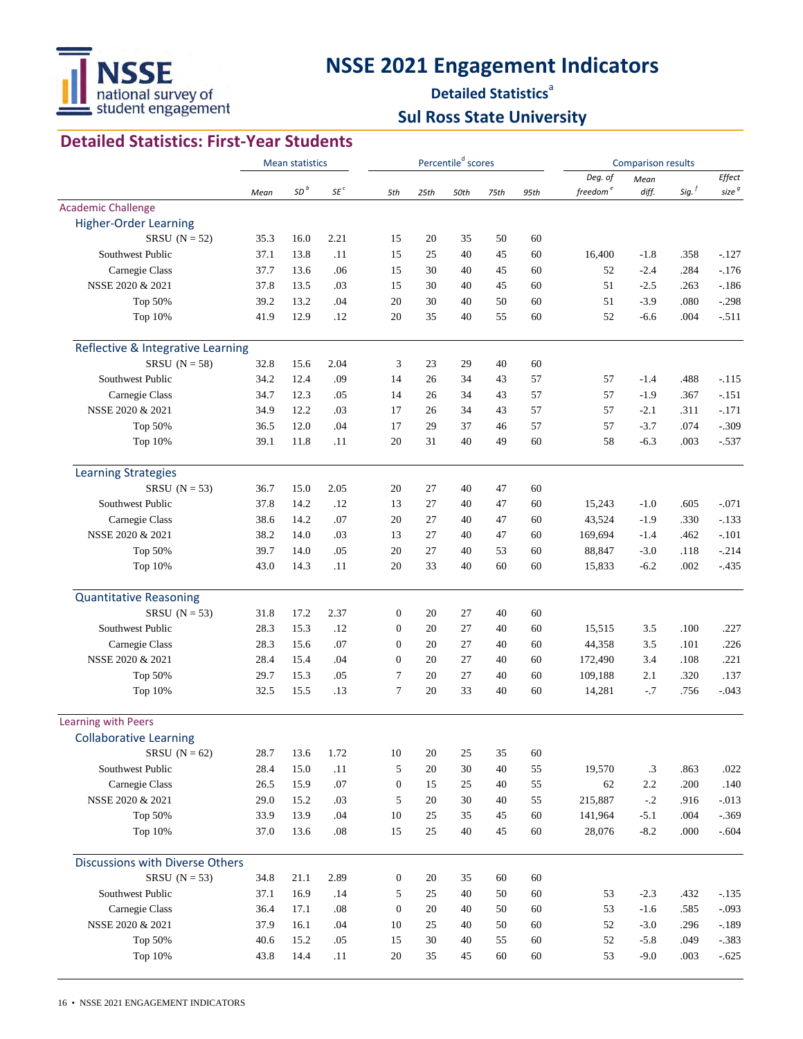# NSSE 2021 Engagement Indicators

## Detailed Statistics[a]

## Sul Ross State University

## Detailed Statistics: First-Year Students

| | Mean statistics | | | Percentile[d] scores | | | | | Comparison results | | | |
|---|---|---|---|---|---|---|---|---|---|---|---|---|
| | *Mean* | *SD*[b] | *SE*[c] | *5th* | *25th* | *50th* | *75th* | *95th* | *Deg. of freedom*[e] | *Mean diff.* | *Sig.*[f] | *Effect size*[g] |
| **Academic Challenge** | | | | | | | | | | | | |
| **Higher-Order Learning** | | | | | | | | | | | | |
| SRSU (N = 52) | 35.3 | 16.0 | 2.21 | 15 | 20 | 35 | 50 | 60 | | | | |
| Southwest Public | 37.1 | 13.8 | .11 | 15 | 25 | 40 | 45 | 60 | 16,400 | -1.8 | .358 | -.127 |
| Carnegie Class | 37.7 | 13.6 | .06 | 15 | 30 | 40 | 45 | 60 | 52 | -2.4 | .284 | -.176 |
| NSSE 2020 & 2021 | 37.8 | 13.5 | .03 | 15 | 30 | 40 | 45 | 60 | 51 | -2.5 | .263 | -.186 |
| Top 50% | 39.2 | 13.2 | .04 | 20 | 30 | 40 | 50 | 60 | 51 | -3.9 | .080 | -.298 |
| Top 10% | 41.9 | 12.9 | .12 | 20 | 35 | 40 | 55 | 60 | 52 | -6.6 | .004 | -.511 |
| **Reflective & Integrative Learning** | | | | | | | | | | | | |
| SRSU (N = 58) | 32.8 | 15.6 | 2.04 | 3 | 23 | 29 | 40 | 60 | | | | |
| Southwest Public | 34.2 | 12.4 | .09 | 14 | 26 | 34 | 43 | 57 | 57 | -1.4 | .488 | -.115 |
| Carnegie Class | 34.7 | 12.3 | .05 | 14 | 26 | 34 | 43 | 57 | 57 | -1.9 | .367 | -.151 |
| NSSE 2020 & 2021 | 34.9 | 12.2 | .03 | 17 | 26 | 34 | 43 | 57 | 57 | -2.1 | .311 | -.171 |
| Top 50% | 36.5 | 12.0 | .04 | 17 | 29 | 37 | 46 | 57 | 57 | -3.7 | .074 | -.309 |
| Top 10% | 39.1 | 11.8 | .11 | 20 | 31 | 40 | 49 | 60 | 58 | -6.3 | .003 | -.537 |
| **Learning Strategies** | | | | | | | | | | | | |
| SRSU (N = 53) | 36.7 | 15.0 | 2.05 | 20 | 27 | 40 | 47 | 60 | | | | |
| Southwest Public | 37.8 | 14.2 | .12 | 13 | 27 | 40 | 47 | 60 | 15,243 | -1.0 | .605 | -.071 |
| Carnegie Class | 38.6 | 14.2 | .07 | 20 | 27 | 40 | 47 | 60 | 43,524 | -1.9 | .330 | -.133 |
| NSSE 2020 & 2021 | 38.2 | 14.0 | .03 | 13 | 27 | 40 | 47 | 60 | 169,694 | -1.4 | .462 | -.101 |
| Top 50% | 39.7 | 14.0 | .05 | 20 | 27 | 40 | 53 | 60 | 88,847 | -3.0 | .118 | -.214 |
| Top 10% | 43.0 | 14.3 | .11 | 20 | 33 | 40 | 60 | 60 | 15,833 | -6.2 | .002 | -.435 |
| **Quantitative Reasoning** | | | | | | | | | | | | |
| SRSU (N = 53) | 31.8 | 17.2 | 2.37 | 0 | 20 | 27 | 40 | 60 | | | | |
| Southwest Public | 28.3 | 15.3 | .12 | 0 | 20 | 27 | 40 | 60 | 15,515 | 3.5 | .100 | .227 |
| Carnegie Class | 28.3 | 15.6 | .07 | 0 | 20 | 27 | 40 | 60 | 44,358 | 3.5 | .101 | .226 |
| NSSE 2020 & 2021 | 28.4 | 15.4 | .04 | 0 | 20 | 27 | 40 | 60 | 172,490 | 3.4 | .108 | .221 |
| Top 50% | 29.7 | 15.3 | .05 | 7 | 20 | 27 | 40 | 60 | 109,188 | 2.1 | .320 | .137 |
| Top 10% | 32.5 | 15.5 | .13 | 7 | 20 | 33 | 40 | 60 | 14,281 | -.7 | .756 | -.043 |
| **Learning with Peers** | | | | | | | | | | | | |
| **Collaborative Learning** | | | | | | | | | | | | |
| SRSU (N = 62) | 28.7 | 13.6 | 1.72 | 10 | 20 | 25 | 35 | 60 | | | | |
| Southwest Public | 28.4 | 15.0 | .11 | 5 | 20 | 30 | 40 | 55 | 19,570 | .3 | .863 | .022 |
| Carnegie Class | 26.5 | 15.9 | .07 | 0 | 15 | 25 | 40 | 55 | 62 | 2.2 | .200 | .140 |
| NSSE 2020 & 2021 | 29.0 | 15.2 | .03 | 5 | 20 | 30 | 40 | 55 | 215,887 | -.2 | .916 | -.013 |
| Top 50% | 33.9 | 13.9 | .04 | 10 | 25 | 35 | 45 | 60 | 141,964 | -5.1 | .004 | -.369 |
| Top 10% | 37.0 | 13.6 | .08 | 15 | 25 | 40 | 45 | 60 | 28,076 | -8.2 | .000 | -.604 |
| **Discussions with Diverse Others** | | | | | | | | | | | | |
| SRSU (N = 53) | 34.8 | 21.1 | 2.89 | 0 | 20 | 35 | 60 | 60 | | | | |
| Southwest Public | 37.1 | 16.9 | .14 | 5 | 25 | 40 | 50 | 60 | 53 | -2.3 | .432 | -.135 |
| Carnegie Class | 36.4 | 17.1 | .08 | 0 | 20 | 40 | 50 | 60 | 53 | -1.6 | .585 | -.093 |
| NSSE 2020 & 2021 | 37.9 | 16.1 | .04 | 10 | 25 | 40 | 50 | 60 | 52 | -3.0 | .296 | -.189 |
| Top 50% | 40.6 | 15.2 | .05 | 15 | 30 | 40 | 55 | 60 | 52 | -5.8 | .049 | -.383 |
| Top 10% | 43.8 | 14.4 | .11 | 20 | 35 | 45 | 60 | 60 | 53 | -9.0 | .003 | -.625 |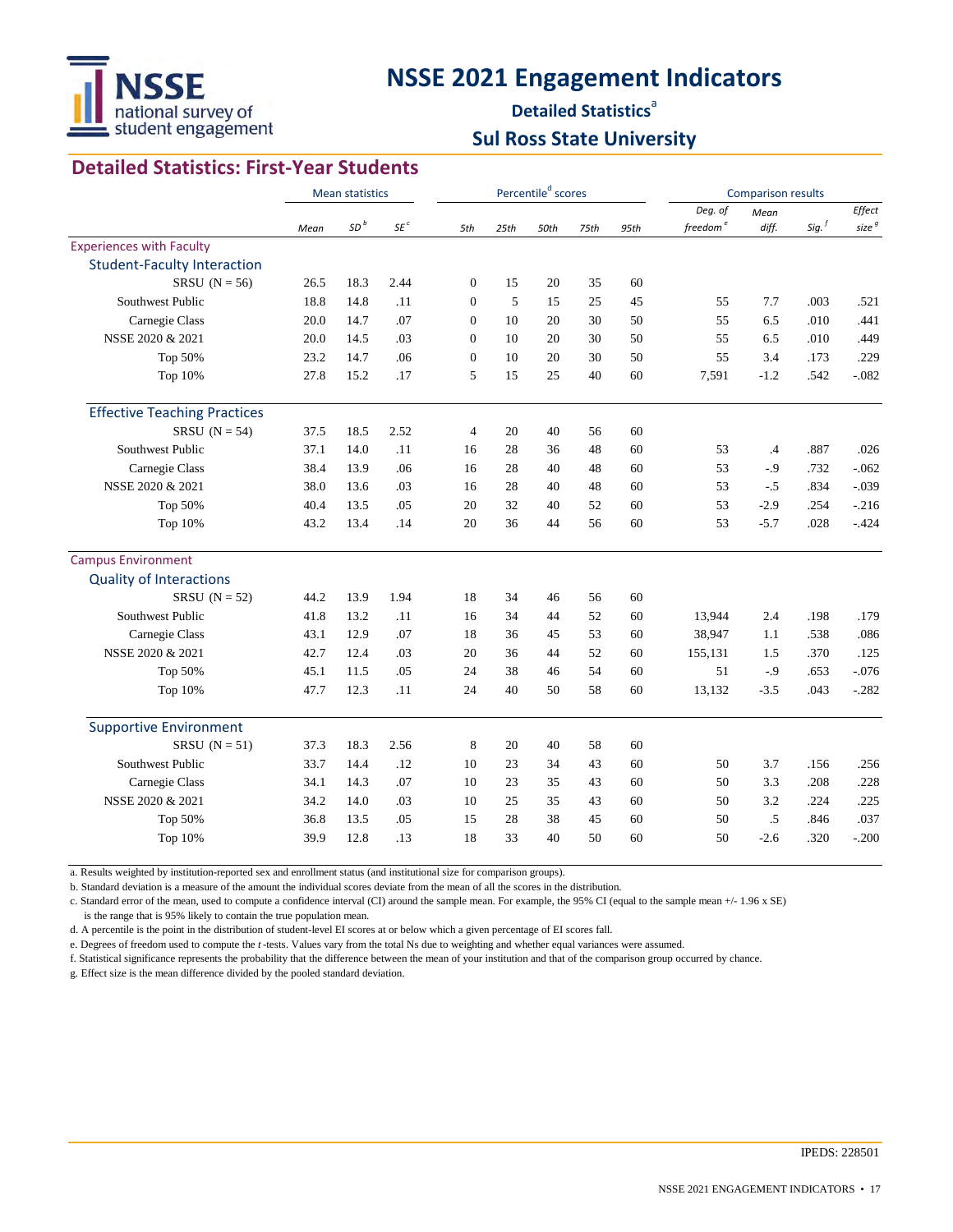# NSSE 2021 Engagement Indicators

## Detailed Statistics[a]

## Sul Ross State University

## Detailed Statistics: First-Year Students

| | Mean statistics | | | Percentile[d] scores | | | | | Comparison results | | | |
|---|---|---|---|---|---|---|---|---|---|---|---|---|
| | Mean | SD[b] | SE[c] | 5th | 25th | 50th | 75th | 95th | Deg. of freedom[e] | Mean diff. | Sig.[f] | Effect size[g] |
| **Experiences with Faculty** | | | | | | | | | | | | |
| **Student-Faculty Interaction** | | | | | | | | | | | | |
| SRSU (N = 56) | 26.5 | 18.3 | 2.44 | 0 | 15 | 20 | 35 | 60 | | | | |
| Southwest Public | 18.8 | 14.8 | .11 | 0 | 5 | 15 | 25 | 45 | 55 | 7.7 | .003 | .521 |
| Carnegie Class | 20.0 | 14.7 | .07 | 0 | 10 | 20 | 30 | 50 | 55 | 6.5 | .010 | .441 |
| NSSE 2020 & 2021 | 20.0 | 14.5 | .03 | 0 | 10 | 20 | 30 | 50 | 55 | 6.5 | .010 | .449 |
| Top 50% | 23.2 | 14.7 | .06 | 0 | 10 | 20 | 30 | 50 | 55 | 3.4 | .173 | .229 |
| Top 10% | 27.8 | 15.2 | .17 | 5 | 15 | 25 | 40 | 60 | 7,591 | -1.2 | .542 | -.082 |
| **Effective Teaching Practices** | | | | | | | | | | | | |
| SRSU (N = 54) | 37.5 | 18.5 | 2.52 | 4 | 20 | 40 | 56 | 60 | | | | |
| Southwest Public | 37.1 | 14.0 | .11 | 16 | 28 | 36 | 48 | 60 | 53 | .4 | .887 | .026 |
| Carnegie Class | 38.4 | 13.9 | .06 | 16 | 28 | 40 | 48 | 60 | 53 | -.9 | .732 | -.062 |
| NSSE 2020 & 2021 | 38.0 | 13.6 | .03 | 16 | 28 | 40 | 48 | 60 | 53 | -.5 | .834 | -.039 |
| Top 50% | 40.4 | 13.5 | .05 | 20 | 32 | 40 | 52 | 60 | 53 | -2.9 | .254 | -.216 |
| Top 10% | 43.2 | 13.4 | .14 | 20 | 36 | 44 | 56 | 60 | 53 | -5.7 | .028 | -.424 |
| **Campus Environment** | | | | | | | | | | | | |
| **Quality of Interactions** | | | | | | | | | | | | |
| SRSU (N = 52) | 44.2 | 13.9 | 1.94 | 18 | 34 | 46 | 56 | 60 | | | | |
| Southwest Public | 41.8 | 13.2 | .11 | 16 | 34 | 44 | 52 | 60 | 13,944 | 2.4 | .198 | .179 |
| Carnegie Class | 43.1 | 12.9 | .07 | 18 | 36 | 45 | 53 | 60 | 38,947 | 1.1 | .538 | .086 |
| NSSE 2020 & 2021 | 42.7 | 12.4 | .03 | 20 | 36 | 44 | 52 | 60 | 155,131 | 1.5 | .370 | .125 |
| Top 50% | 45.1 | 11.5 | .05 | 24 | 38 | 46 | 54 | 60 | 51 | -.9 | .653 | -.076 |
| Top 10% | 47.7 | 12.3 | .11 | 24 | 40 | 50 | 58 | 60 | 13,132 | -3.5 | .043 | -.282 |
| **Supportive Environment** | | | | | | | | | | | | |
| SRSU (N = 51) | 37.3 | 18.3 | 2.56 | 8 | 20 | 40 | 58 | 60 | | | | |
| Southwest Public | 33.7 | 14.4 | .12 | 10 | 23 | 34 | 43 | 60 | 50 | 3.7 | .156 | .256 |
| Carnegie Class | 34.1 | 14.3 | .07 | 10 | 23 | 35 | 43 | 60 | 50 | 3.3 | .208 | .228 |
| NSSE 2020 & 2021 | 34.2 | 14.0 | .03 | 10 | 25 | 35 | 43 | 60 | 50 | 3.2 | .224 | .225 |
| Top 50% | 36.8 | 13.5 | .05 | 15 | 28 | 38 | 45 | 60 | 50 | .5 | .846 | .037 |
| Top 10% | 39.9 | 12.8 | .13 | 18 | 33 | 40 | 50 | 60 | 50 | -2.6 | .320 | -.200 |

a. Results weighted by institution-reported sex and enrollment status (and institutional size for comparison groups).

b. Standard deviation is a measure of the amount the individual scores deviate from the mean of all the scores in the distribution.

c. Standard error of the mean, used to compute a confidence interval (CI) around the sample mean. For example, the 95% CI (equal to the sample mean +/- 1.96 x SE) is the range that is 95% likely to contain the true population mean.

d. A percentile is the point in the distribution of student-level EI scores at or below which a given percentage of EI scores fall.

e. Degrees of freedom used to compute the *t*-tests. Values vary from the total Ns due to weighting and whether equal variances were assumed.

f. Statistical significance represents the probability that the difference between the mean of your institution and that of the comparison group occurred by chance.

g. Effect size is the mean difference divided by the pooled standard deviation.

IPEDS: 228501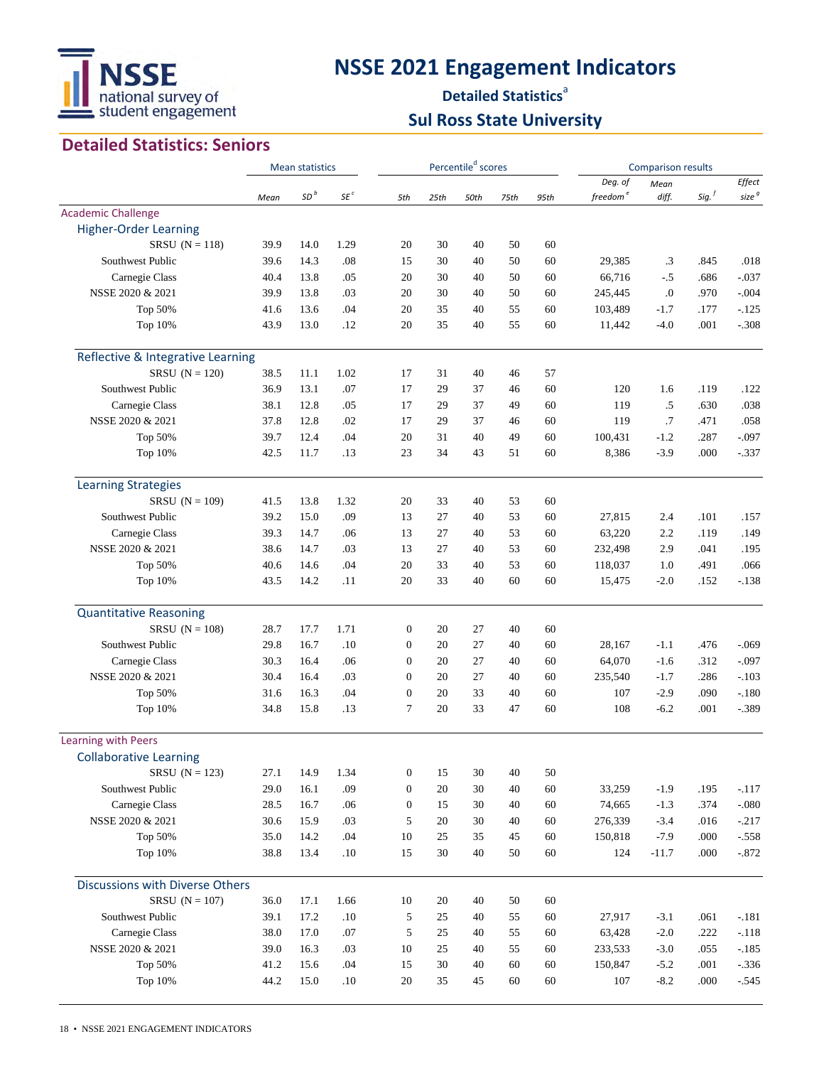# NSSE 2021 Engagement Indicators

**Detailed Statistics**[a]

**Sul Ross State University**

## Detailed Statistics: Seniors

| | Mean statistics | | | Percentile[d] scores | | | | | Comparison results | | | |
|---|---|---|---|---|---|---|---|---|---|---|---|---|
| | *Mean* | *SD*[b] | *SE*[c] | *5th* | *25th* | *50th* | *75th* | *95th* | *Deg. of freedom*[e] | *Mean diff.* | *Sig.*[f] | *Effect size*[g] |
| **Academic Challenge** | | | | | | | | | | | | |
| **Higher-Order Learning** | | | | | | | | | | | | |
| SRSU (N = 118) | 39.9 | 14.0 | 1.29 | 20 | 30 | 40 | 50 | 60 | | | | |
| Southwest Public | 39.6 | 14.3 | .08 | 15 | 30 | 40 | 50 | 60 | 29,385 | .3 | .845 | .018 |
| Carnegie Class | 40.4 | 13.8 | .05 | 20 | 30 | 40 | 50 | 60 | 66,716 | -.5 | .686 | -.037 |
| NSSE 2020 & 2021 | 39.9 | 13.8 | .03 | 20 | 30 | 40 | 50 | 60 | 245,445 | .0 | .970 | -.004 |
| Top 50% | 41.6 | 13.6 | .04 | 20 | 35 | 40 | 55 | 60 | 103,489 | -1.7 | .177 | -.125 |
| Top 10% | 43.9 | 13.0 | .12 | 20 | 35 | 40 | 55 | 60 | 11,442 | -4.0 | .001 | -.308 |
| **Reflective & Integrative Learning** | | | | | | | | | | | | |
| SRSU (N = 120) | 38.5 | 11.1 | 1.02 | 17 | 31 | 40 | 46 | 57 | | | | |
| Southwest Public | 36.9 | 13.1 | .07 | 17 | 29 | 37 | 46 | 60 | 120 | 1.6 | .119 | .122 |
| Carnegie Class | 38.1 | 12.8 | .05 | 17 | 29 | 37 | 49 | 60 | 119 | .5 | .630 | .038 |
| NSSE 2020 & 2021 | 37.8 | 12.8 | .02 | 17 | 29 | 37 | 46 | 60 | 119 | .7 | .471 | .058 |
| Top 50% | 39.7 | 12.4 | .04 | 20 | 31 | 40 | 49 | 60 | 100,431 | -1.2 | .287 | -.097 |
| Top 10% | 42.5 | 11.7 | .13 | 23 | 34 | 43 | 51 | 60 | 8,386 | -3.9 | .000 | -.337 |
| **Learning Strategies** | | | | | | | | | | | | |
| SRSU (N = 109) | 41.5 | 13.8 | 1.32 | 20 | 33 | 40 | 53 | 60 | | | | |
| Southwest Public | 39.2 | 15.0 | .09 | 13 | 27 | 40 | 53 | 60 | 27,815 | 2.4 | .101 | .157 |
| Carnegie Class | 39.3 | 14.7 | .06 | 13 | 27 | 40 | 53 | 60 | 63,220 | 2.2 | .119 | .149 |
| NSSE 2020 & 2021 | 38.6 | 14.7 | .03 | 13 | 27 | 40 | 53 | 60 | 232,498 | 2.9 | .041 | .195 |
| Top 50% | 40.6 | 14.6 | .04 | 20 | 33 | 40 | 53 | 60 | 118,037 | 1.0 | .491 | .066 |
| Top 10% | 43.5 | 14.2 | .11 | 20 | 33 | 40 | 60 | 60 | 15,475 | -2.0 | .152 | -.138 |
| **Quantitative Reasoning** | | | | | | | | | | | | |
| SRSU (N = 108) | 28.7 | 17.7 | 1.71 | 0 | 20 | 27 | 40 | 60 | | | | |
| Southwest Public | 29.8 | 16.7 | .10 | 0 | 20 | 27 | 40 | 60 | 28,167 | -1.1 | .476 | -.069 |
| Carnegie Class | 30.3 | 16.4 | .06 | 0 | 20 | 27 | 40 | 60 | 64,070 | -1.6 | .312 | -.097 |
| NSSE 2020 & 2021 | 30.4 | 16.4 | .03 | 0 | 20 | 27 | 40 | 60 | 235,540 | -1.7 | .286 | -.103 |
| Top 50% | 31.6 | 16.3 | .04 | 0 | 20 | 33 | 40 | 60 | 107 | -2.9 | .090 | -.180 |
| Top 10% | 34.8 | 15.8 | .13 | 7 | 20 | 33 | 47 | 60 | 108 | -6.2 | .001 | -.389 |
| **Learning with Peers** | | | | | | | | | | | | |
| **Collaborative Learning** | | | | | | | | | | | | |
| SRSU (N = 123) | 27.1 | 14.9 | 1.34 | 0 | 15 | 30 | 40 | 50 | | | | |
| Southwest Public | 29.0 | 16.1 | .09 | 0 | 20 | 30 | 40 | 60 | 33,259 | -1.9 | .195 | -.117 |
| Carnegie Class | 28.5 | 16.7 | .06 | 0 | 15 | 30 | 40 | 60 | 74,665 | -1.3 | .374 | -.080 |
| NSSE 2020 & 2021 | 30.6 | 15.9 | .03 | 5 | 20 | 30 | 40 | 60 | 276,339 | -3.4 | .016 | -.217 |
| Top 50% | 35.0 | 14.2 | .04 | 10 | 25 | 35 | 45 | 60 | 150,818 | -7.9 | .000 | -.558 |
| Top 10% | 38.8 | 13.4 | .10 | 15 | 30 | 40 | 50 | 60 | 124 | -11.7 | .000 | -.872 |
| **Discussions with Diverse Others** | | | | | | | | | | | | |
| SRSU (N = 107) | 36.0 | 17.1 | 1.66 | 10 | 20 | 40 | 50 | 60 | | | | |
| Southwest Public | 39.1 | 17.2 | .10 | 5 | 25 | 40 | 55 | 60 | 27,917 | -3.1 | .061 | -.181 |
| Carnegie Class | 38.0 | 17.0 | .07 | 5 | 25 | 40 | 55 | 60 | 63,428 | -2.0 | .222 | -.118 |
| NSSE 2020 & 2021 | 39.0 | 16.3 | .03 | 10 | 25 | 40 | 55 | 60 | 233,533 | -3.0 | .055 | -.185 |
| Top 50% | 41.2 | 15.6 | .04 | 15 | 30 | 40 | 60 | 60 | 150,847 | -5.2 | .001 | -.336 |
| Top 10% | 44.2 | 15.0 | .10 | 20 | 35 | 45 | 60 | 60 | 107 | -8.2 | .000 | -.545 |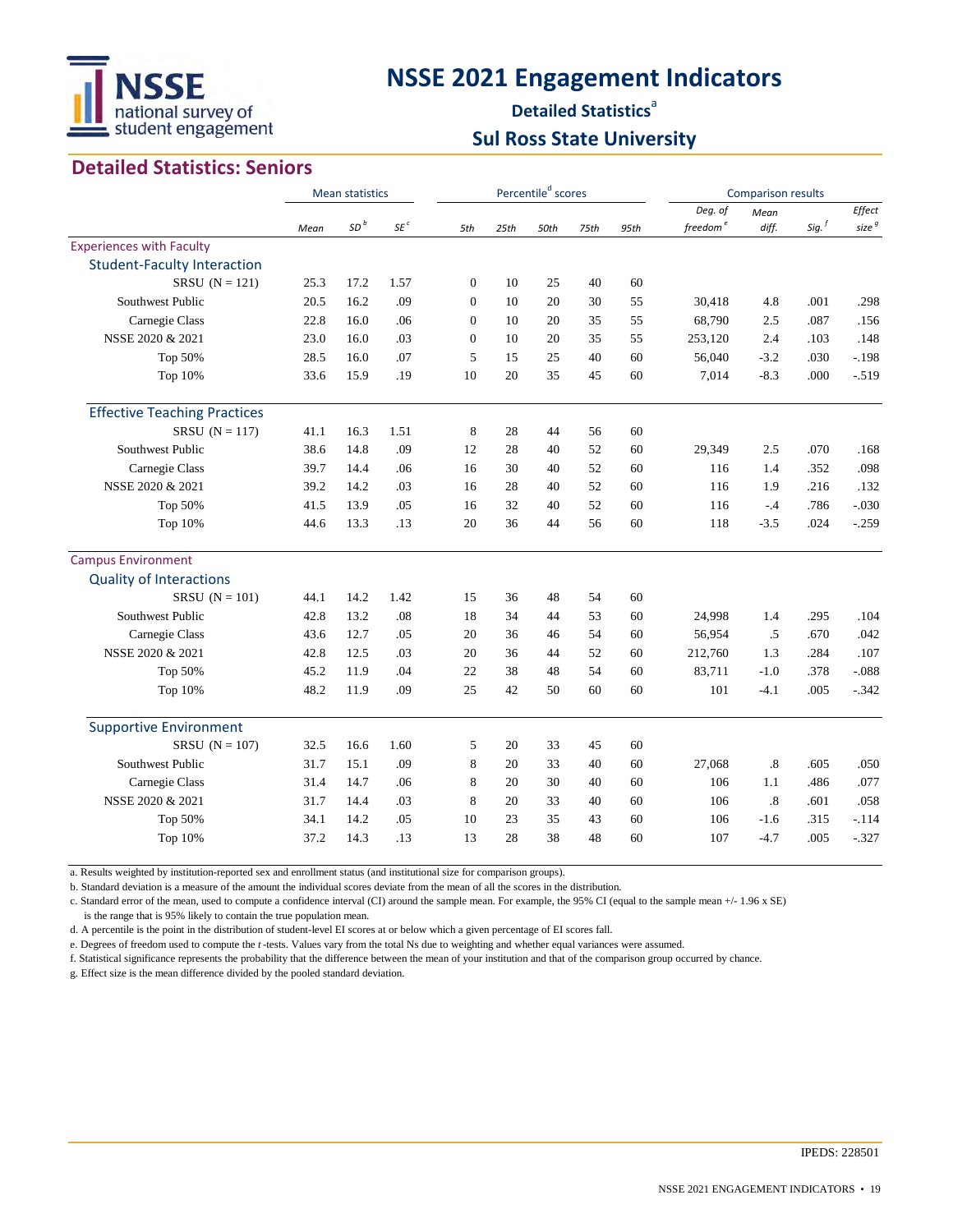# NSSE 2021 Engagement Indicators

## Detailed Statistics[a]

## Sul Ross State University

## Detailed Statistics: Seniors

| | Mean statistics | | | Percentile[d] scores | | | | | Comparison results | | | |
|---|---|---|---|---|---|---|---|---|---|---|---|---|
| | *Mean* | *SD[b]* | *SE[c]* | *5th* | *25th* | *50th* | *75th* | *95th* | *Deg. of freedom[e]* | *Mean diff.* | *Sig.[f]* | *Effect size[g]* |
| **Experiences with Faculty** | | | | | | | | | | | | |
| **Student-Faculty Interaction** | | | | | | | | | | | | |
| SRSU (N = 121) | 25.3 | 17.2 | 1.57 | 0 | 10 | 25 | 40 | 60 | | | | |
| Southwest Public | 20.5 | 16.2 | .09 | 0 | 10 | 20 | 30 | 55 | 30,418 | 4.8 | .001 | .298 |
| Carnegie Class | 22.8 | 16.0 | .06 | 0 | 10 | 20 | 35 | 55 | 68,790 | 2.5 | .087 | .156 |
| NSSE 2020 & 2021 | 23.0 | 16.0 | .03 | 0 | 10 | 20 | 35 | 55 | 253,120 | 2.4 | .103 | .148 |
| Top 50% | 28.5 | 16.0 | .07 | 5 | 15 | 25 | 40 | 60 | 56,040 | -3.2 | .030 | -.198 |
| Top 10% | 33.6 | 15.9 | .19 | 10 | 20 | 35 | 45 | 60 | 7,014 | -8.3 | .000 | -.519 |
| **Effective Teaching Practices** | | | | | | | | | | | | |
| SRSU (N = 117) | 41.1 | 16.3 | 1.51 | 8 | 28 | 44 | 56 | 60 | | | | |
| Southwest Public | 38.6 | 14.8 | .09 | 12 | 28 | 40 | 52 | 60 | 29,349 | 2.5 | .070 | .168 |
| Carnegie Class | 39.7 | 14.4 | .06 | 16 | 30 | 40 | 52 | 60 | 116 | 1.4 | .352 | .098 |
| NSSE 2020 & 2021 | 39.2 | 14.2 | .03 | 16 | 28 | 40 | 52 | 60 | 116 | 1.9 | .216 | .132 |
| Top 50% | 41.5 | 13.9 | .05 | 16 | 32 | 40 | 52 | 60 | 116 | -.4 | .786 | -.030 |
| Top 10% | 44.6 | 13.3 | .13 | 20 | 36 | 44 | 56 | 60 | 118 | -3.5 | .024 | -.259 |
| **Campus Environment** | | | | | | | | | | | | |
| **Quality of Interactions** | | | | | | | | | | | | |
| SRSU (N = 101) | 44.1 | 14.2 | 1.42 | 15 | 36 | 48 | 54 | 60 | | | | |
| Southwest Public | 42.8 | 13.2 | .08 | 18 | 34 | 44 | 53 | 60 | 24,998 | 1.4 | .295 | .104 |
| Carnegie Class | 43.6 | 12.7 | .05 | 20 | 36 | 46 | 54 | 60 | 56,954 | .5 | .670 | .042 |
| NSSE 2020 & 2021 | 42.8 | 12.5 | .03 | 20 | 36 | 44 | 52 | 60 | 212,760 | 1.3 | .284 | .107 |
| Top 50% | 45.2 | 11.9 | .04 | 22 | 38 | 48 | 54 | 60 | 83,711 | -1.0 | .378 | -.088 |
| Top 10% | 48.2 | 11.9 | .09 | 25 | 42 | 50 | 60 | 60 | 101 | -4.1 | .005 | -.342 |
| **Supportive Environment** | | | | | | | | | | | | |
| SRSU (N = 107) | 32.5 | 16.6 | 1.60 | 5 | 20 | 33 | 45 | 60 | | | | |
| Southwest Public | 31.7 | 15.1 | .09 | 8 | 20 | 33 | 40 | 60 | 27,068 | .8 | .605 | .050 |
| Carnegie Class | 31.4 | 14.7 | .06 | 8 | 20 | 30 | 40 | 60 | 106 | 1.1 | .486 | .077 |
| NSSE 2020 & 2021 | 31.7 | 14.4 | .03 | 8 | 20 | 33 | 40 | 60 | 106 | .8 | .601 | .058 |
| Top 50% | 34.1 | 14.2 | .05 | 10 | 23 | 35 | 43 | 60 | 106 | -1.6 | .315 | -.114 |
| Top 10% | 37.2 | 14.3 | .13 | 13 | 28 | 38 | 48 | 60 | 107 | -4.7 | .005 | -.327 |

a. Results weighted by institution-reported sex and enrollment status (and institutional size for comparison groups).

b. Standard deviation is a measure of the amount the individual scores deviate from the mean of all the scores in the distribution.

c. Standard error of the mean, used to compute a confidence interval (CI) around the sample mean. For example, the 95% CI (equal to the sample mean +/- 1.96 x SE) is the range that is 95% likely to contain the true population mean.

d. A percentile is the point in the distribution of student-level EI scores at or below which a given percentage of EI scores fall.

e. Degrees of freedom used to compute the *t*-tests. Values vary from the total Ns due to weighting and whether equal variances were assumed.

f. Statistical significance represents the probability that the difference between the mean of your institution and that of the comparison group occurred by chance.

g. Effect size is the mean difference divided by the pooled standard deviation.

IPEDS: 228501